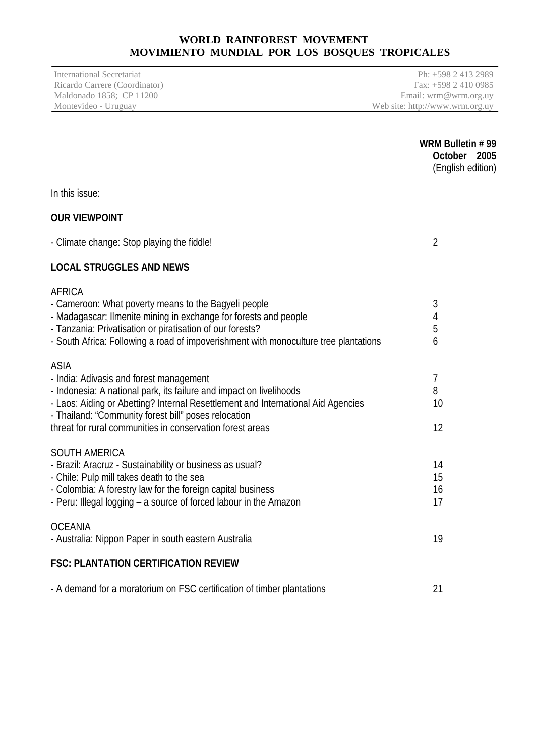# WORLD RAINFOREST MOVEMENT
# MOVIMIENTO MUNDIAL POR LOS BOSQUES TROPICALES

International Secretariat
Ricardo Carrere (Coordinator)
Maldonado 1858; CP 11200
Montevideo - Uruguay

Ph: +598 2 413 2989
Fax: +598 2 410 0985
Email: wrm@wrm.org.uy
Web site: http://www.wrm.org.uy

**WRM Bulletin # 99**
**October 2005**
(English edition)

In this issue:

**OUR VIEWPOINT**

| | |
|---|---|
| - Climate change: Stop playing the fiddle! | 2 |

**LOCAL STRUGGLES AND NEWS**

AFRICA

| | |
|---|---|
| - Cameroon: What poverty means to the Bagyeli people | 3 |
| - Madagascar: Ilmenite mining in exchange for forests and people | 4 |
| - Tanzania: Privatisation or piratisation of our forests? | 5 |
| - South Africa: Following a road of impoverishment with monoculture tree plantations | 6 |

ASIA

| | |
|---|---|
| - India: Adivasis and forest management | 7 |
| - Indonesia: A national park, its failure and impact on livelihoods | 8 |
| - Laos: Aiding or Abetting? Internal Resettlement and International Aid Agencies | 10 |
| - Thailand: "Community forest bill" poses relocation threat for rural communities in conservation forest areas | 12 |

SOUTH AMERICA

| | |
|---|---|
| - Brazil: Aracruz - Sustainability or business as usual? | 14 |
| - Chile: Pulp mill takes death to the sea | 15 |
| - Colombia: A forestry law for the foreign capital business | 16 |
| - Peru: Illegal logging – a source of forced labour in the Amazon | 17 |

OCEANIA

| | |
|---|---|
| - Australia: Nippon Paper in south eastern Australia | 19 |

**FSC: PLANTATION CERTIFICATION REVIEW**

| | |
|---|---|
| - A demand for a moratorium on FSC certification of timber plantations | 21 |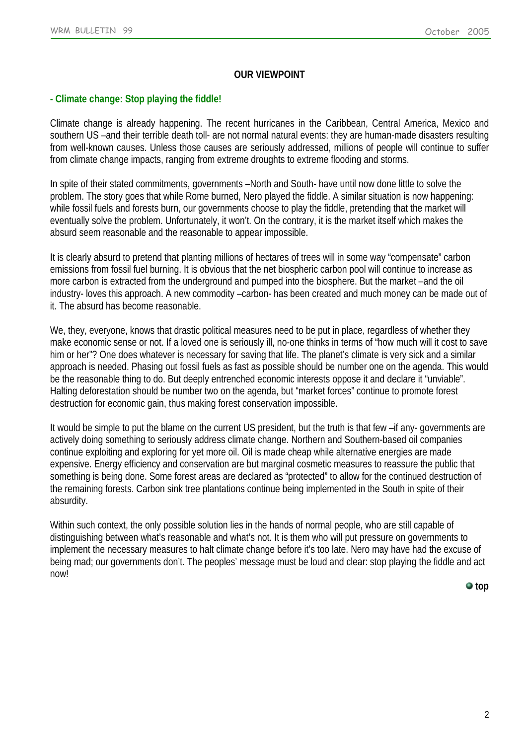## OUR VIEWPOINT

### - Climate change: Stop playing the fiddle!

Climate change is already happening. The recent hurricanes in the Caribbean, Central America, Mexico and southern US –and their terrible death toll- are not normal natural events: they are human-made disasters resulting from well-known causes. Unless those causes are seriously addressed, millions of people will continue to suffer from climate change impacts, ranging from extreme droughts to extreme flooding and storms.

In spite of their stated commitments, governments –North and South- have until now done little to solve the problem. The story goes that while Rome burned, Nero played the fiddle. A similar situation is now happening: while fossil fuels and forests burn, our governments choose to play the fiddle, pretending that the market will eventually solve the problem. Unfortunately, it won't. On the contrary, it is the market itself which makes the absurd seem reasonable and the reasonable to appear impossible.

It is clearly absurd to pretend that planting millions of hectares of trees will in some way "compensate" carbon emissions from fossil fuel burning. It is obvious that the net biospheric carbon pool will continue to increase as more carbon is extracted from the underground and pumped into the biosphere. But the market –and the oil industry- loves this approach. A new commodity –carbon- has been created and much money can be made out of it. The absurd has become reasonable.

We, they, everyone, knows that drastic political measures need to be put in place, regardless of whether they make economic sense or not. If a loved one is seriously ill, no-one thinks in terms of "how much will it cost to save him or her"? One does whatever is necessary for saving that life. The planet's climate is very sick and a similar approach is needed. Phasing out fossil fuels as fast as possible should be number one on the agenda. This would be the reasonable thing to do. But deeply entrenched economic interests oppose it and declare it "unviable". Halting deforestation should be number two on the agenda, but "market forces" continue to promote forest destruction for economic gain, thus making forest conservation impossible.

It would be simple to put the blame on the current US president, but the truth is that few –if any- governments are actively doing something to seriously address climate change. Northern and Southern-based oil companies continue exploiting and exploring for yet more oil. Oil is made cheap while alternative energies are made expensive. Energy efficiency and conservation are but marginal cosmetic measures to reassure the public that something is being done. Some forest areas are declared as "protected" to allow for the continued destruction of the remaining forests. Carbon sink tree plantations continue being implemented in the South in spite of their absurdity.

Within such context, the only possible solution lies in the hands of normal people, who are still capable of distinguishing between what's reasonable and what's not. It is them who will put pressure on governments to implement the necessary measures to halt climate change before it's too late. Nero may have had the excuse of being mad; our governments don't. The peoples' message must be loud and clear: stop playing the fiddle and act now!

top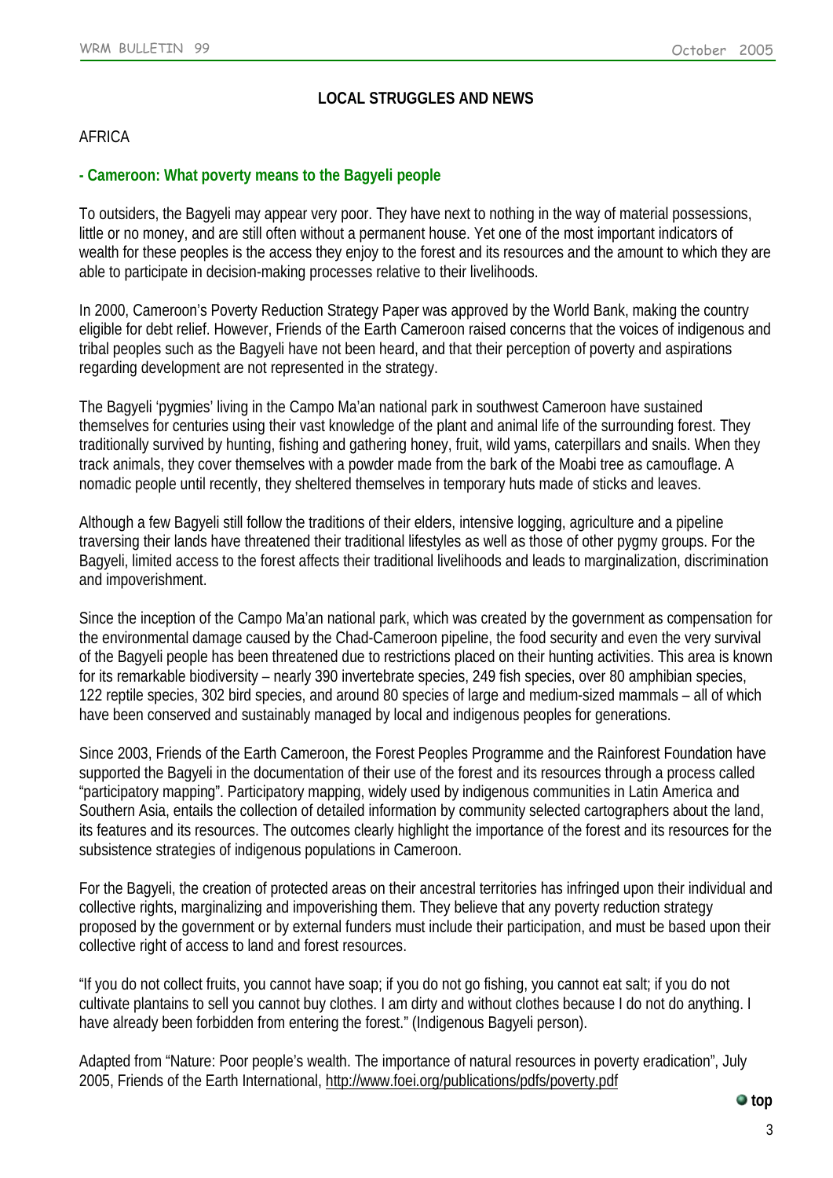## LOCAL STRUGGLES AND NEWS

AFRICA

### - Cameroon: What poverty means to the Bagyeli people

To outsiders, the Bagyeli may appear very poor. They have next to nothing in the way of material possessions, little or no money, and are still often without a permanent house. Yet one of the most important indicators of wealth for these peoples is the access they enjoy to the forest and its resources and the amount to which they are able to participate in decision-making processes relative to their livelihoods.

In 2000, Cameroon's Poverty Reduction Strategy Paper was approved by the World Bank, making the country eligible for debt relief. However, Friends of the Earth Cameroon raised concerns that the voices of indigenous and tribal peoples such as the Bagyeli have not been heard, and that their perception of poverty and aspirations regarding development are not represented in the strategy.

The Bagyeli 'pygmies' living in the Campo Ma'an national park in southwest Cameroon have sustained themselves for centuries using their vast knowledge of the plant and animal life of the surrounding forest. They traditionally survived by hunting, fishing and gathering honey, fruit, wild yams, caterpillars and snails. When they track animals, they cover themselves with a powder made from the bark of the Moabi tree as camouflage. A nomadic people until recently, they sheltered themselves in temporary huts made of sticks and leaves.

Although a few Bagyeli still follow the traditions of their elders, intensive logging, agriculture and a pipeline traversing their lands have threatened their traditional lifestyles as well as those of other pygmy groups. For the Bagyeli, limited access to the forest affects their traditional livelihoods and leads to marginalization, discrimination and impoverishment.

Since the inception of the Campo Ma'an national park, which was created by the government as compensation for the environmental damage caused by the Chad-Cameroon pipeline, the food security and even the very survival of the Bagyeli people has been threatened due to restrictions placed on their hunting activities. This area is known for its remarkable biodiversity – nearly 390 invertebrate species, 249 fish species, over 80 amphibian species, 122 reptile species, 302 bird species, and around 80 species of large and medium-sized mammals – all of which have been conserved and sustainably managed by local and indigenous peoples for generations.

Since 2003, Friends of the Earth Cameroon, the Forest Peoples Programme and the Rainforest Foundation have supported the Bagyeli in the documentation of their use of the forest and its resources through a process called "participatory mapping". Participatory mapping, widely used by indigenous communities in Latin America and Southern Asia, entails the collection of detailed information by community selected cartographers about the land, its features and its resources. The outcomes clearly highlight the importance of the forest and its resources for the subsistence strategies of indigenous populations in Cameroon.

For the Bagyeli, the creation of protected areas on their ancestral territories has infringed upon their individual and collective rights, marginalizing and impoverishing them. They believe that any poverty reduction strategy proposed by the government or by external funders must include their participation, and must be based upon their collective right of access to land and forest resources.

"If you do not collect fruits, you cannot have soap; if you do not go fishing, you cannot eat salt; if you do not cultivate plantains to sell you cannot buy clothes. I am dirty and without clothes because I do not do anything. I have already been forbidden from entering the forest." (Indigenous Bagyeli person).

Adapted from "Nature: Poor people's wealth. The importance of natural resources in poverty eradication", July 2005, Friends of the Earth International, http://www.foei.org/publications/pdfs/poverty.pdf

top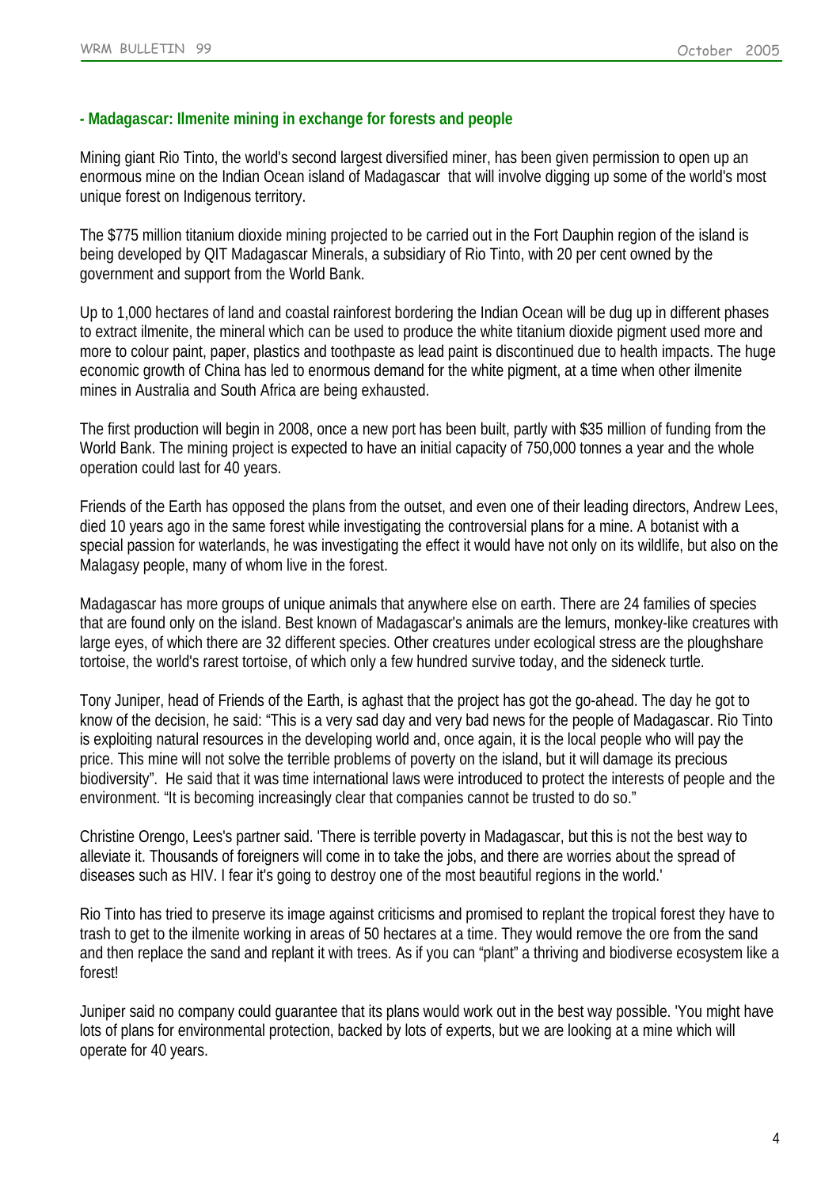### - Madagascar: Ilmenite mining in exchange for forests and people

Mining giant Rio Tinto, the world's second largest diversified miner, has been given permission to open up an enormous mine on the Indian Ocean island of Madagascar that will involve digging up some of the world's most unique forest on Indigenous territory.

The $775 million titanium dioxide mining projected to be carried out in the Fort Dauphin region of the island is being developed by QIT Madagascar Minerals, a subsidiary of Rio Tinto, with 20 per cent owned by the government and support from the World Bank.

Up to 1,000 hectares of land and coastal rainforest bordering the Indian Ocean will be dug up in different phases to extract ilmenite, the mineral which can be used to produce the white titanium dioxide pigment used more and more to colour paint, paper, plastics and toothpaste as lead paint is discontinued due to health impacts. The huge economic growth of China has led to enormous demand for the white pigment, at a time when other ilmenite mines in Australia and South Africa are being exhausted.

The first production will begin in 2008, once a new port has been built, partly with $35 million of funding from the World Bank. The mining project is expected to have an initial capacity of 750,000 tonnes a year and the whole operation could last for 40 years.

Friends of the Earth has opposed the plans from the outset, and even one of their leading directors, Andrew Lees, died 10 years ago in the same forest while investigating the controversial plans for a mine. A botanist with a special passion for waterlands, he was investigating the effect it would have not only on its wildlife, but also on the Malagasy people, many of whom live in the forest.

Madagascar has more groups of unique animals that anywhere else on earth. There are 24 families of species that are found only on the island. Best known of Madagascar's animals are the lemurs, monkey-like creatures with large eyes, of which there are 32 different species. Other creatures under ecological stress are the ploughshare tortoise, the world's rarest tortoise, of which only a few hundred survive today, and the sideneck turtle.

Tony Juniper, head of Friends of the Earth, is aghast that the project has got the go-ahead. The day he got to know of the decision, he said: "This is a very sad day and very bad news for the people of Madagascar. Rio Tinto is exploiting natural resources in the developing world and, once again, it is the local people who will pay the price. This mine will not solve the terrible problems of poverty on the island, but it will damage its precious biodiversity". He said that it was time international laws were introduced to protect the interests of people and the environment. "It is becoming increasingly clear that companies cannot be trusted to do so."

Christine Orengo, Lees's partner said. 'There is terrible poverty in Madagascar, but this is not the best way to alleviate it. Thousands of foreigners will come in to take the jobs, and there are worries about the spread of diseases such as HIV. I fear it's going to destroy one of the most beautiful regions in the world.'

Rio Tinto has tried to preserve its image against criticisms and promised to replant the tropical forest they have to trash to get to the ilmenite working in areas of 50 hectares at a time. They would remove the ore from the sand and then replace the sand and replant it with trees. As if you can "plant" a thriving and biodiverse ecosystem like a forest!

Juniper said no company could guarantee that its plans would work out in the best way possible. 'You might have lots of plans for environmental protection, backed by lots of experts, but we are looking at a mine which will operate for 40 years.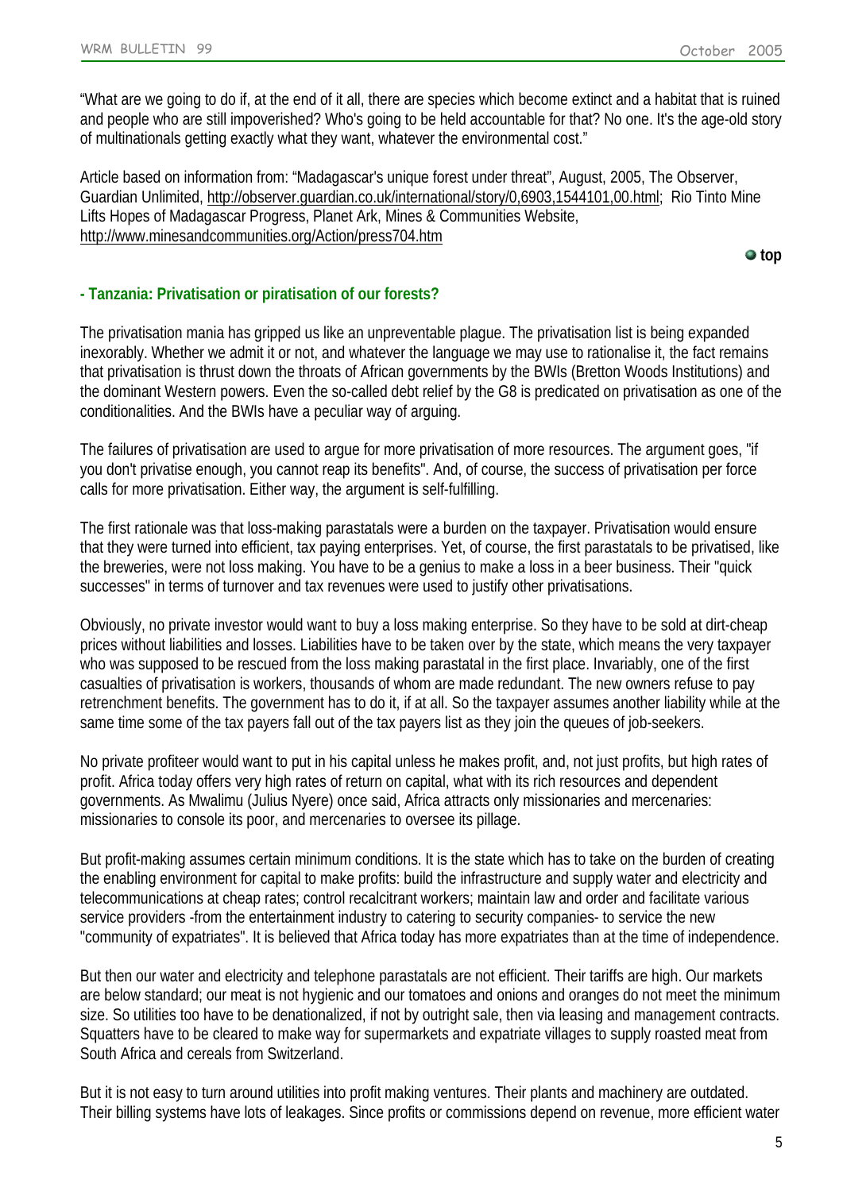"What are we going to do if, at the end of it all, there are species which become extinct and a habitat that is ruined and people who are still impoverished? Who's going to be held accountable for that? No one. It's the age-old story of multinationals getting exactly what they want, whatever the environmental cost."

Article based on information from: "Madagascar's unique forest under threat", August, 2005, The Observer, Guardian Unlimited, http://observer.guardian.co.uk/international/story/0,6903,1544101,00.html; Rio Tinto Mine Lifts Hopes of Madagascar Progress, Planet Ark, Mines & Communities Website, http://www.minesandcommunities.org/Action/press704.htm

top

### - Tanzania: Privatisation or piratisation of our forests?

The privatisation mania has gripped us like an unpreventable plague. The privatisation list is being expanded inexorably. Whether we admit it or not, and whatever the language we may use to rationalise it, the fact remains that privatisation is thrust down the throats of African governments by the BWIs (Bretton Woods Institutions) and the dominant Western powers. Even the so-called debt relief by the G8 is predicated on privatisation as one of the conditionalities. And the BWIs have a peculiar way of arguing.

The failures of privatisation are used to argue for more privatisation of more resources. The argument goes, "if you don't privatise enough, you cannot reap its benefits". And, of course, the success of privatisation per force calls for more privatisation. Either way, the argument is self-fulfilling.

The first rationale was that loss-making parastatals were a burden on the taxpayer. Privatisation would ensure that they were turned into efficient, tax paying enterprises. Yet, of course, the first parastatals to be privatised, like the breweries, were not loss making. You have to be a genius to make a loss in a beer business. Their "quick successes" in terms of turnover and tax revenues were used to justify other privatisations.

Obviously, no private investor would want to buy a loss making enterprise. So they have to be sold at dirt-cheap prices without liabilities and losses. Liabilities have to be taken over by the state, which means the very taxpayer who was supposed to be rescued from the loss making parastatal in the first place. Invariably, one of the first casualties of privatisation is workers, thousands of whom are made redundant. The new owners refuse to pay retrenchment benefits. The government has to do it, if at all. So the taxpayer assumes another liability while at the same time some of the tax payers fall out of the tax payers list as they join the queues of job-seekers.

No private profiteer would want to put in his capital unless he makes profit, and, not just profits, but high rates of profit. Africa today offers very high rates of return on capital, what with its rich resources and dependent governments. As Mwalimu (Julius Nyere) once said, Africa attracts only missionaries and mercenaries: missionaries to console its poor, and mercenaries to oversee its pillage.

But profit-making assumes certain minimum conditions. It is the state which has to take on the burden of creating the enabling environment for capital to make profits: build the infrastructure and supply water and electricity and telecommunications at cheap rates; control recalcitrant workers; maintain law and order and facilitate various service providers -from the entertainment industry to catering to security companies- to service the new "community of expatriates". It is believed that Africa today has more expatriates than at the time of independence.

But then our water and electricity and telephone parastatals are not efficient. Their tariffs are high. Our markets are below standard; our meat is not hygienic and our tomatoes and onions and oranges do not meet the minimum size. So utilities too have to be denationalized, if not by outright sale, then via leasing and management contracts. Squatters have to be cleared to make way for supermarkets and expatriate villages to supply roasted meat from South Africa and cereals from Switzerland.

But it is not easy to turn around utilities into profit making ventures. Their plants and machinery are outdated. Their billing systems have lots of leakages. Since profits or commissions depend on revenue, more efficient water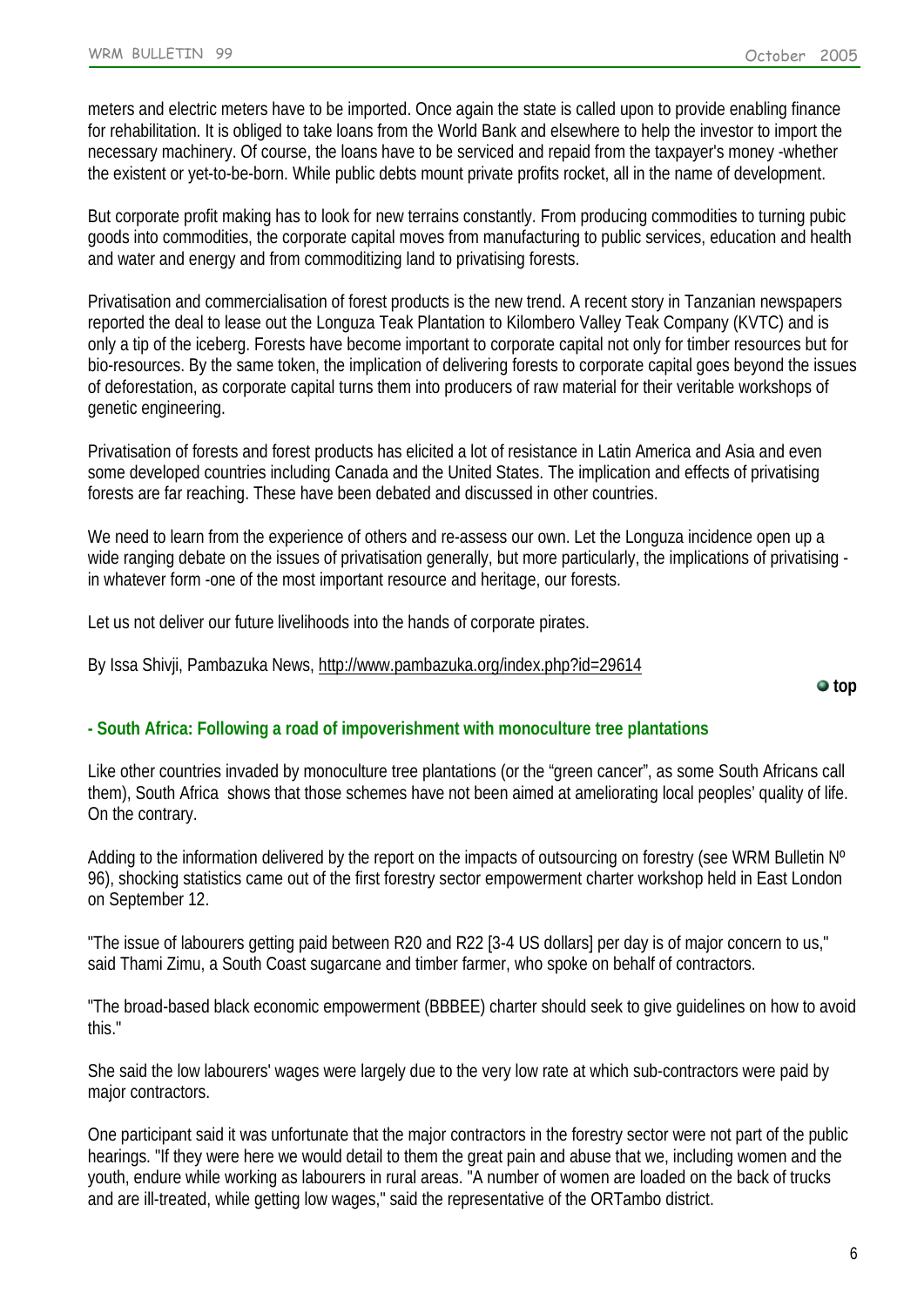meters and electric meters have to be imported. Once again the state is called upon to provide enabling finance for rehabilitation. It is obliged to take loans from the World Bank and elsewhere to help the investor to import the necessary machinery. Of course, the loans have to be serviced and repaid from the taxpayer's money -whether the existent or yet-to-be-born. While public debts mount private profits rocket, all in the name of development.

But corporate profit making has to look for new terrains constantly. From producing commodities to turning pubic goods into commodities, the corporate capital moves from manufacturing to public services, education and health and water and energy and from commoditizing land to privatising forests.

Privatisation and commercialisation of forest products is the new trend. A recent story in Tanzanian newspapers reported the deal to lease out the Longuza Teak Plantation to Kilombero Valley Teak Company (KVTC) and is only a tip of the iceberg. Forests have become important to corporate capital not only for timber resources but for bio-resources. By the same token, the implication of delivering forests to corporate capital goes beyond the issues of deforestation, as corporate capital turns them into producers of raw material for their veritable workshops of genetic engineering.

Privatisation of forests and forest products has elicited a lot of resistance in Latin America and Asia and even some developed countries including Canada and the United States. The implication and effects of privatising forests are far reaching. These have been debated and discussed in other countries.

We need to learn from the experience of others and re-assess our own. Let the Longuza incidence open up a wide ranging debate on the issues of privatisation generally, but more particularly, the implications of privatising -in whatever form -one of the most important resource and heritage, our forests.

Let us not deliver our future livelihoods into the hands of corporate pirates.

By Issa Shivji, Pambazuka News, http://www.pambazuka.org/index.php?id=29614

top

### - South Africa: Following a road of impoverishment with monoculture tree plantations

Like other countries invaded by monoculture tree plantations (or the "green cancer", as some South Africans call them), South Africa shows that those schemes have not been aimed at ameliorating local peoples' quality of life. On the contrary.

Adding to the information delivered by the report on the impacts of outsourcing on forestry (see WRM Bulletin Nº 96), shocking statistics came out of the first forestry sector empowerment charter workshop held in East London on September 12.

"The issue of labourers getting paid between R20 and R22 [3-4 US dollars] per day is of major concern to us," said Thami Zimu, a South Coast sugarcane and timber farmer, who spoke on behalf of contractors.

"The broad-based black economic empowerment (BBBEE) charter should seek to give guidelines on how to avoid this."

She said the low labourers' wages were largely due to the very low rate at which sub-contractors were paid by major contractors.

One participant said it was unfortunate that the major contractors in the forestry sector were not part of the public hearings. "If they were here we would detail to them the great pain and abuse that we, including women and the youth, endure while working as labourers in rural areas. "A number of women are loaded on the back of trucks and are ill-treated, while getting low wages," said the representative of the ORTambo district.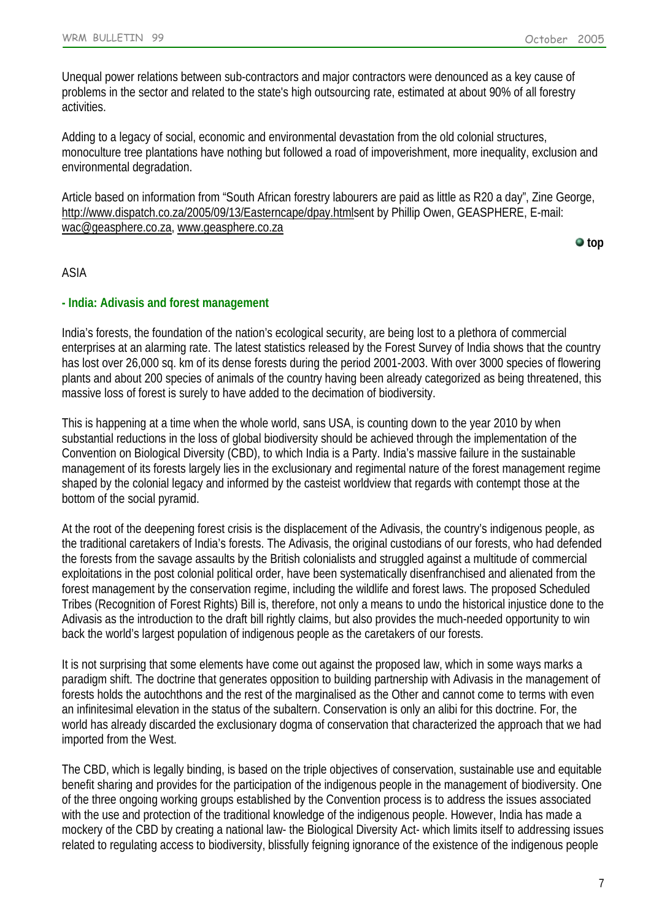Unequal power relations between sub-contractors and major contractors were denounced as a key cause of problems in the sector and related to the state's high outsourcing rate, estimated at about 90% of all forestry activities.

Adding to a legacy of social, economic and environmental devastation from the old colonial structures, monoculture tree plantations have nothing but followed a road of impoverishment, more inequality, exclusion and environmental degradation.

Article based on information from "South African forestry labourers are paid as little as R20 a day", Zine George, http://www.dispatch.co.za/2005/09/13/Easterncape/dpay.htmlsent by Phillip Owen, GEASPHERE, E-mail: wac@geasphere.co.za, www.geasphere.co.za

**top**

ASIA

## - India: Adivasis and forest management

India's forests, the foundation of the nation's ecological security, are being lost to a plethora of commercial enterprises at an alarming rate. The latest statistics released by the Forest Survey of India shows that the country has lost over 26,000 sq. km of its dense forests during the period 2001-2003. With over 3000 species of flowering plants and about 200 species of animals of the country having been already categorized as being threatened, this massive loss of forest is surely to have added to the decimation of biodiversity.

This is happening at a time when the whole world, sans USA, is counting down to the year 2010 by when substantial reductions in the loss of global biodiversity should be achieved through the implementation of the Convention on Biological Diversity (CBD), to which India is a Party. India's massive failure in the sustainable management of its forests largely lies in the exclusionary and regimental nature of the forest management regime shaped by the colonial legacy and informed by the casteist worldview that regards with contempt those at the bottom of the social pyramid.

At the root of the deepening forest crisis is the displacement of the Adivasis, the country's indigenous people, as the traditional caretakers of India's forests. The Adivasis, the original custodians of our forests, who had defended the forests from the savage assaults by the British colonialists and struggled against a multitude of commercial exploitations in the post colonial political order, have been systematically disenfranchised and alienated from the forest management by the conservation regime, including the wildlife and forest laws. The proposed Scheduled Tribes (Recognition of Forest Rights) Bill is, therefore, not only a means to undo the historical injustice done to the Adivasis as the introduction to the draft bill rightly claims, but also provides the much-needed opportunity to win back the world's largest population of indigenous people as the caretakers of our forests.

It is not surprising that some elements have come out against the proposed law, which in some ways marks a paradigm shift. The doctrine that generates opposition to building partnership with Adivasis in the management of forests holds the autochthons and the rest of the marginalised as the Other and cannot come to terms with even an infinitesimal elevation in the status of the subaltern. Conservation is only an alibi for this doctrine. For, the world has already discarded the exclusionary dogma of conservation that characterized the approach that we had imported from the West.

The CBD, which is legally binding, is based on the triple objectives of conservation, sustainable use and equitable benefit sharing and provides for the participation of the indigenous people in the management of biodiversity. One of the three ongoing working groups established by the Convention process is to address the issues associated with the use and protection of the traditional knowledge of the indigenous people. However, India has made a mockery of the CBD by creating a national law- the Biological Diversity Act- which limits itself to addressing issues related to regulating access to biodiversity, blissfully feigning ignorance of the existence of the indigenous people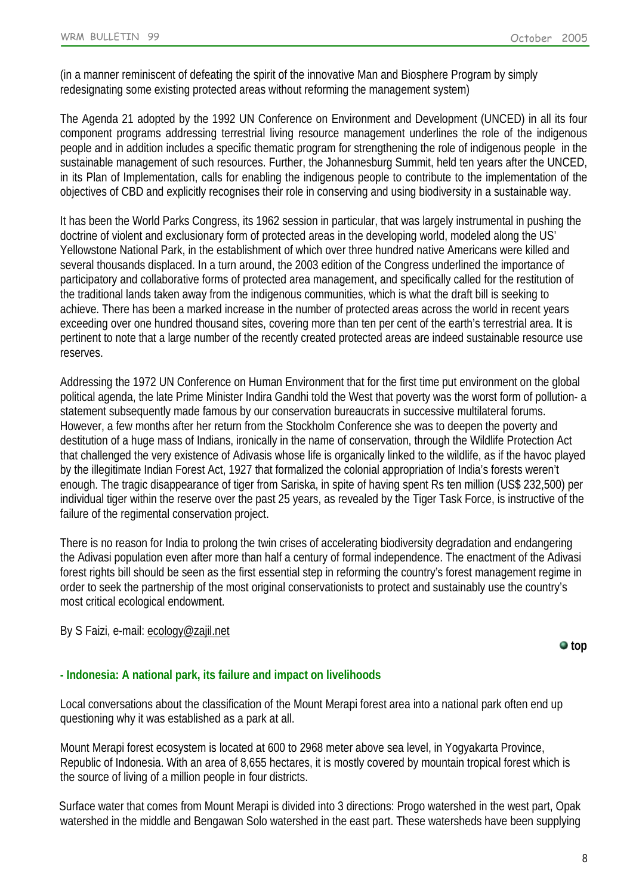(in a manner reminiscent of defeating the spirit of the innovative Man and Biosphere Program by simply redesignating some existing protected areas without reforming the management system)

The Agenda 21 adopted by the 1992 UN Conference on Environment and Development (UNCED) in all its four component programs addressing terrestrial living resource management underlines the role of the indigenous people and in addition includes a specific thematic program for strengthening the role of indigenous people in the sustainable management of such resources. Further, the Johannesburg Summit, held ten years after the UNCED, in its Plan of Implementation, calls for enabling the indigenous people to contribute to the implementation of the objectives of CBD and explicitly recognises their role in conserving and using biodiversity in a sustainable way.

It has been the World Parks Congress, its 1962 session in particular, that was largely instrumental in pushing the doctrine of violent and exclusionary form of protected areas in the developing world, modeled along the US' Yellowstone National Park, in the establishment of which over three hundred native Americans were killed and several thousands displaced. In a turn around, the 2003 edition of the Congress underlined the importance of participatory and collaborative forms of protected area management, and specifically called for the restitution of the traditional lands taken away from the indigenous communities, which is what the draft bill is seeking to achieve. There has been a marked increase in the number of protected areas across the world in recent years exceeding over one hundred thousand sites, covering more than ten per cent of the earth's terrestrial area. It is pertinent to note that a large number of the recently created protected areas are indeed sustainable resource use reserves.

Addressing the 1972 UN Conference on Human Environment that for the first time put environment on the global political agenda, the late Prime Minister Indira Gandhi told the West that poverty was the worst form of pollution- a statement subsequently made famous by our conservation bureaucrats in successive multilateral forums. However, a few months after her return from the Stockholm Conference she was to deepen the poverty and destitution of a huge mass of Indians, ironically in the name of conservation, through the Wildlife Protection Act that challenged the very existence of Adivasis whose life is organically linked to the wildlife, as if the havoc played by the illegitimate Indian Forest Act, 1927 that formalized the colonial appropriation of India's forests weren't enough. The tragic disappearance of tiger from Sariska, in spite of having spent Rs ten million (US$ 232,500) per individual tiger within the reserve over the past 25 years, as revealed by the Tiger Task Force, is instructive of the failure of the regimental conservation project.

There is no reason for India to prolong the twin crises of accelerating biodiversity degradation and endangering the Adivasi population even after more than half a century of formal independence. The enactment of the Adivasi forest rights bill should be seen as the first essential step in reforming the country's forest management regime in order to seek the partnership of the most original conservationists to protect and sustainably use the country's most critical ecological endowment.

By S Faizi, e-mail: ecology@zajil.net

**top**

### - Indonesia: A national park, its failure and impact on livelihoods

Local conversations about the classification of the Mount Merapi forest area into a national park often end up questioning why it was established as a park at all.

Mount Merapi forest ecosystem is located at 600 to 2968 meter above sea level, in Yogyakarta Province, Republic of Indonesia. With an area of 8,655 hectares, it is mostly covered by mountain tropical forest which is the source of living of a million people in four districts.

Surface water that comes from Mount Merapi is divided into 3 directions: Progo watershed in the west part, Opak watershed in the middle and Bengawan Solo watershed in the east part. These watersheds have been supplying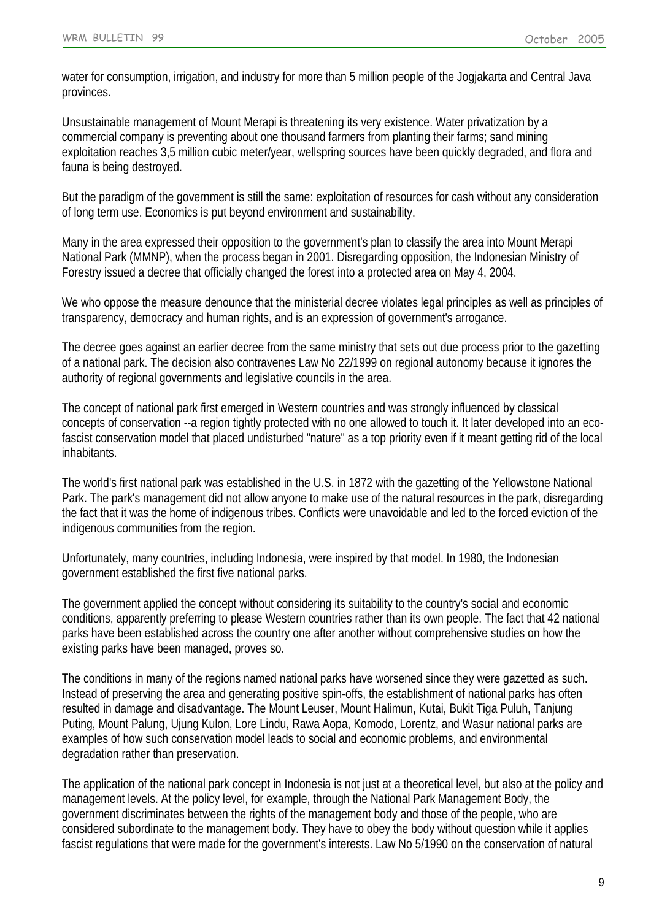water for consumption, irrigation, and industry for more than 5 million people of the Jogjakarta and Central Java provinces.

Unsustainable management of Mount Merapi is threatening its very existence. Water privatization by a commercial company is preventing about one thousand farmers from planting their farms; sand mining exploitation reaches 3,5 million cubic meter/year, wellspring sources have been quickly degraded, and flora and fauna is being destroyed.

But the paradigm of the government is still the same: exploitation of resources for cash without any consideration of long term use. Economics is put beyond environment and sustainability.

Many in the area expressed their opposition to the government's plan to classify the area into Mount Merapi National Park (MMNP), when the process began in 2001. Disregarding opposition, the Indonesian Ministry of Forestry issued a decree that officially changed the forest into a protected area on May 4, 2004.

We who oppose the measure denounce that the ministerial decree violates legal principles as well as principles of transparency, democracy and human rights, and is an expression of government's arrogance.

The decree goes against an earlier decree from the same ministry that sets out due process prior to the gazetting of a national park. The decision also contravenes Law No 22/1999 on regional autonomy because it ignores the authority of regional governments and legislative councils in the area.

The concept of national park first emerged in Western countries and was strongly influenced by classical concepts of conservation --a region tightly protected with no one allowed to touch it. It later developed into an eco-fascist conservation model that placed undisturbed "nature" as a top priority even if it meant getting rid of the local inhabitants.

The world's first national park was established in the U.S. in 1872 with the gazetting of the Yellowstone National Park. The park's management did not allow anyone to make use of the natural resources in the park, disregarding the fact that it was the home of indigenous tribes. Conflicts were unavoidable and led to the forced eviction of the indigenous communities from the region.

Unfortunately, many countries, including Indonesia, were inspired by that model. In 1980, the Indonesian government established the first five national parks.

The government applied the concept without considering its suitability to the country's social and economic conditions, apparently preferring to please Western countries rather than its own people. The fact that 42 national parks have been established across the country one after another without comprehensive studies on how the existing parks have been managed, proves so.

The conditions in many of the regions named national parks have worsened since they were gazetted as such. Instead of preserving the area and generating positive spin-offs, the establishment of national parks has often resulted in damage and disadvantage. The Mount Leuser, Mount Halimun, Kutai, Bukit Tiga Puluh, Tanjung Puting, Mount Palung, Ujung Kulon, Lore Lindu, Rawa Aopa, Komodo, Lorentz, and Wasur national parks are examples of how such conservation model leads to social and economic problems, and environmental degradation rather than preservation.

The application of the national park concept in Indonesia is not just at a theoretical level, but also at the policy and management levels. At the policy level, for example, through the National Park Management Body, the government discriminates between the rights of the management body and those of the people, who are considered subordinate to the management body. They have to obey the body without question while it applies fascist regulations that were made for the government's interests. Law No 5/1990 on the conservation of natural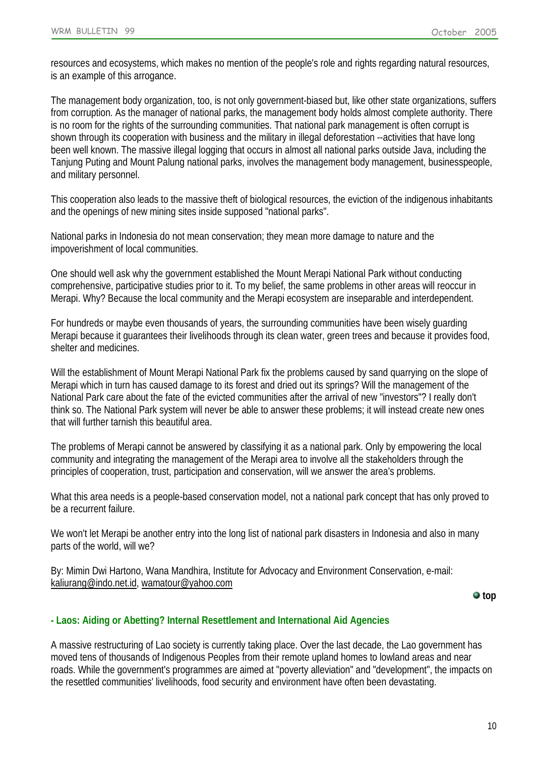resources and ecosystems, which makes no mention of the people's role and rights regarding natural resources, is an example of this arrogance.

The management body organization, too, is not only government-biased but, like other state organizations, suffers from corruption. As the manager of national parks, the management body holds almost complete authority. There is no room for the rights of the surrounding communities. That national park management is often corrupt is shown through its cooperation with business and the military in illegal deforestation --activities that have long been well known. The massive illegal logging that occurs in almost all national parks outside Java, including the Tanjung Puting and Mount Palung national parks, involves the management body management, businesspeople, and military personnel.

This cooperation also leads to the massive theft of biological resources, the eviction of the indigenous inhabitants and the openings of new mining sites inside supposed "national parks".

National parks in Indonesia do not mean conservation; they mean more damage to nature and the impoverishment of local communities.

One should well ask why the government established the Mount Merapi National Park without conducting comprehensive, participative studies prior to it. To my belief, the same problems in other areas will reoccur in Merapi. Why? Because the local community and the Merapi ecosystem are inseparable and interdependent.

For hundreds or maybe even thousands of years, the surrounding communities have been wisely guarding Merapi because it guarantees their livelihoods through its clean water, green trees and because it provides food, shelter and medicines.

Will the establishment of Mount Merapi National Park fix the problems caused by sand quarrying on the slope of Merapi which in turn has caused damage to its forest and dried out its springs? Will the management of the National Park care about the fate of the evicted communities after the arrival of new "investors"? I really don't think so. The National Park system will never be able to answer these problems; it will instead create new ones that will further tarnish this beautiful area.

The problems of Merapi cannot be answered by classifying it as a national park. Only by empowering the local community and integrating the management of the Merapi area to involve all the stakeholders through the principles of cooperation, trust, participation and conservation, will we answer the area's problems.

What this area needs is a people-based conservation model, not a national park concept that has only proved to be a recurrent failure.

We won't let Merapi be another entry into the long list of national park disasters in Indonesia and also in many parts of the world, will we?

By: Mimin Dwi Hartono, Wana Mandhira, Institute for Advocacy and Environment Conservation, e-mail: kaliurang@indo.net.id, wamatour@yahoo.com

top

### - Laos: Aiding or Abetting? Internal Resettlement and International Aid Agencies

A massive restructuring of Lao society is currently taking place. Over the last decade, the Lao government has moved tens of thousands of Indigenous Peoples from their remote upland homes to lowland areas and near roads. While the government's programmes are aimed at "poverty alleviation" and "development", the impacts on the resettled communities' livelihoods, food security and environment have often been devastating.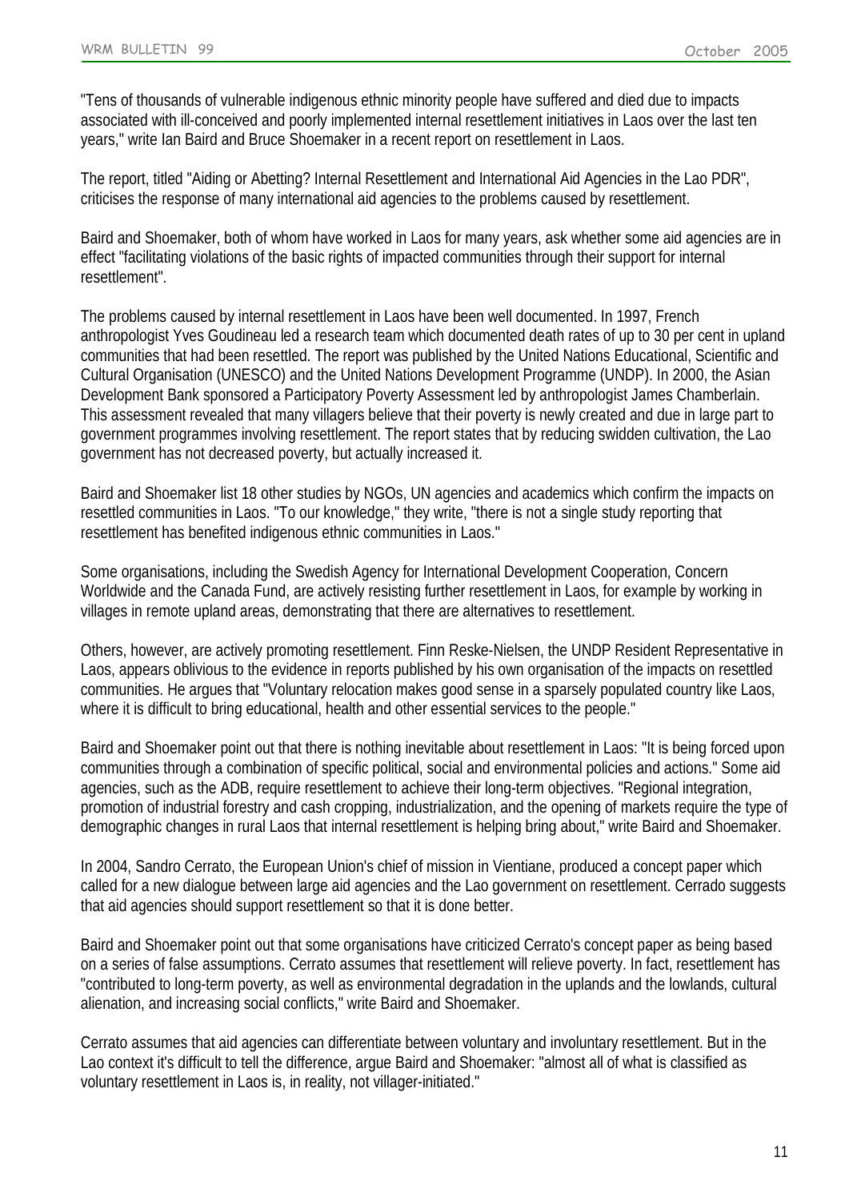"Tens of thousands of vulnerable indigenous ethnic minority people have suffered and died due to impacts associated with ill-conceived and poorly implemented internal resettlement initiatives in Laos over the last ten years," write Ian Baird and Bruce Shoemaker in a recent report on resettlement in Laos.

The report, titled "Aiding or Abetting? Internal Resettlement and International Aid Agencies in the Lao PDR", criticises the response of many international aid agencies to the problems caused by resettlement.

Baird and Shoemaker, both of whom have worked in Laos for many years, ask whether some aid agencies are in effect "facilitating violations of the basic rights of impacted communities through their support for internal resettlement".

The problems caused by internal resettlement in Laos have been well documented. In 1997, French anthropologist Yves Goudineau led a research team which documented death rates of up to 30 per cent in upland communities that had been resettled. The report was published by the United Nations Educational, Scientific and Cultural Organisation (UNESCO) and the United Nations Development Programme (UNDP). In 2000, the Asian Development Bank sponsored a Participatory Poverty Assessment led by anthropologist James Chamberlain. This assessment revealed that many villagers believe that their poverty is newly created and due in large part to government programmes involving resettlement. The report states that by reducing swidden cultivation, the Lao government has not decreased poverty, but actually increased it.

Baird and Shoemaker list 18 other studies by NGOs, UN agencies and academics which confirm the impacts on resettled communities in Laos. "To our knowledge," they write, "there is not a single study reporting that resettlement has benefited indigenous ethnic communities in Laos."

Some organisations, including the Swedish Agency for International Development Cooperation, Concern Worldwide and the Canada Fund, are actively resisting further resettlement in Laos, for example by working in villages in remote upland areas, demonstrating that there are alternatives to resettlement.

Others, however, are actively promoting resettlement. Finn Reske-Nielsen, the UNDP Resident Representative in Laos, appears oblivious to the evidence in reports published by his own organisation of the impacts on resettled communities. He argues that "Voluntary relocation makes good sense in a sparsely populated country like Laos, where it is difficult to bring educational, health and other essential services to the people."

Baird and Shoemaker point out that there is nothing inevitable about resettlement in Laos: "It is being forced upon communities through a combination of specific political, social and environmental policies and actions." Some aid agencies, such as the ADB, require resettlement to achieve their long-term objectives. "Regional integration, promotion of industrial forestry and cash cropping, industrialization, and the opening of markets require the type of demographic changes in rural Laos that internal resettlement is helping bring about," write Baird and Shoemaker.

In 2004, Sandro Cerrato, the European Union's chief of mission in Vientiane, produced a concept paper which called for a new dialogue between large aid agencies and the Lao government on resettlement. Cerrado suggests that aid agencies should support resettlement so that it is done better.

Baird and Shoemaker point out that some organisations have criticized Cerrato's concept paper as being based on a series of false assumptions. Cerrato assumes that resettlement will relieve poverty. In fact, resettlement has "contributed to long-term poverty, as well as environmental degradation in the uplands and the lowlands, cultural alienation, and increasing social conflicts," write Baird and Shoemaker.

Cerrato assumes that aid agencies can differentiate between voluntary and involuntary resettlement. But in the Lao context it's difficult to tell the difference, argue Baird and Shoemaker: "almost all of what is classified as voluntary resettlement in Laos is, in reality, not villager-initiated."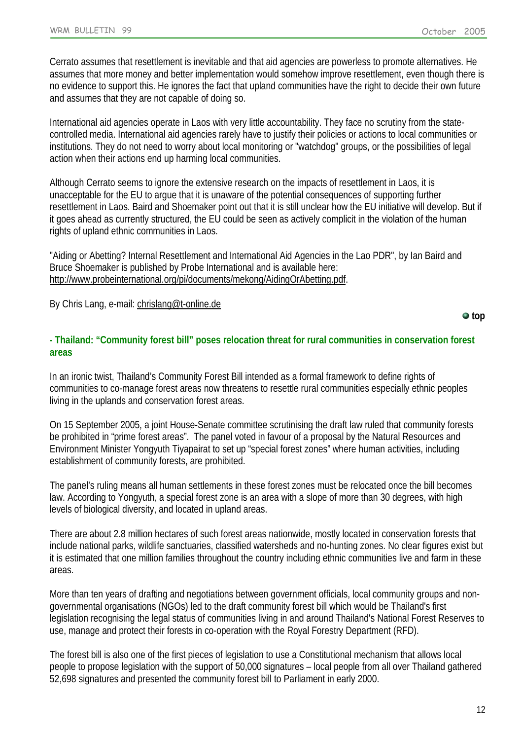Cerrato assumes that resettlement is inevitable and that aid agencies are powerless to promote alternatives. He assumes that more money and better implementation would somehow improve resettlement, even though there is no evidence to support this. He ignores the fact that upland communities have the right to decide their own future and assumes that they are not capable of doing so.

International aid agencies operate in Laos with very little accountability. They face no scrutiny from the state-controlled media. International aid agencies rarely have to justify their policies or actions to local communities or institutions. They do not need to worry about local monitoring or "watchdog" groups, or the possibilities of legal action when their actions end up harming local communities.

Although Cerrato seems to ignore the extensive research on the impacts of resettlement in Laos, it is unacceptable for the EU to argue that it is unaware of the potential consequences of supporting further resettlement in Laos. Baird and Shoemaker point out that it is still unclear how the EU initiative will develop. But if it goes ahead as currently structured, the EU could be seen as actively complicit in the violation of the human rights of upland ethnic communities in Laos.

"Aiding or Abetting? Internal Resettlement and International Aid Agencies in the Lao PDR", by Ian Baird and Bruce Shoemaker is published by Probe International and is available here: http://www.probeinternational.org/pi/documents/mekong/AidingOrAbetting.pdf.

By Chris Lang, e-mail: chrislang@t-online.de

top

## - Thailand: "Community forest bill" poses relocation threat for rural communities in conservation forest areas

In an ironic twist, Thailand's Community Forest Bill intended as a formal framework to define rights of communities to co-manage forest areas now threatens to resettle rural communities especially ethnic peoples living in the uplands and conservation forest areas.

On 15 September 2005, a joint House-Senate committee scrutinising the draft law ruled that community forests be prohibited in "prime forest areas". The panel voted in favour of a proposal by the Natural Resources and Environment Minister Yongyuth Tiyapairat to set up "special forest zones" where human activities, including establishment of community forests, are prohibited.

The panel's ruling means all human settlements in these forest zones must be relocated once the bill becomes law. According to Yongyuth, a special forest zone is an area with a slope of more than 30 degrees, with high levels of biological diversity, and located in upland areas.

There are about 2.8 million hectares of such forest areas nationwide, mostly located in conservation forests that include national parks, wildlife sanctuaries, classified watersheds and no-hunting zones. No clear figures exist but it is estimated that one million families throughout the country including ethnic communities live and farm in these areas.

More than ten years of drafting and negotiations between government officials, local community groups and non-governmental organisations (NGOs) led to the draft community forest bill which would be Thailand's first legislation recognising the legal status of communities living in and around Thailand's National Forest Reserves to use, manage and protect their forests in co-operation with the Royal Forestry Department (RFD).

The forest bill is also one of the first pieces of legislation to use a Constitutional mechanism that allows local people to propose legislation with the support of 50,000 signatures – local people from all over Thailand gathered 52,698 signatures and presented the community forest bill to Parliament in early 2000.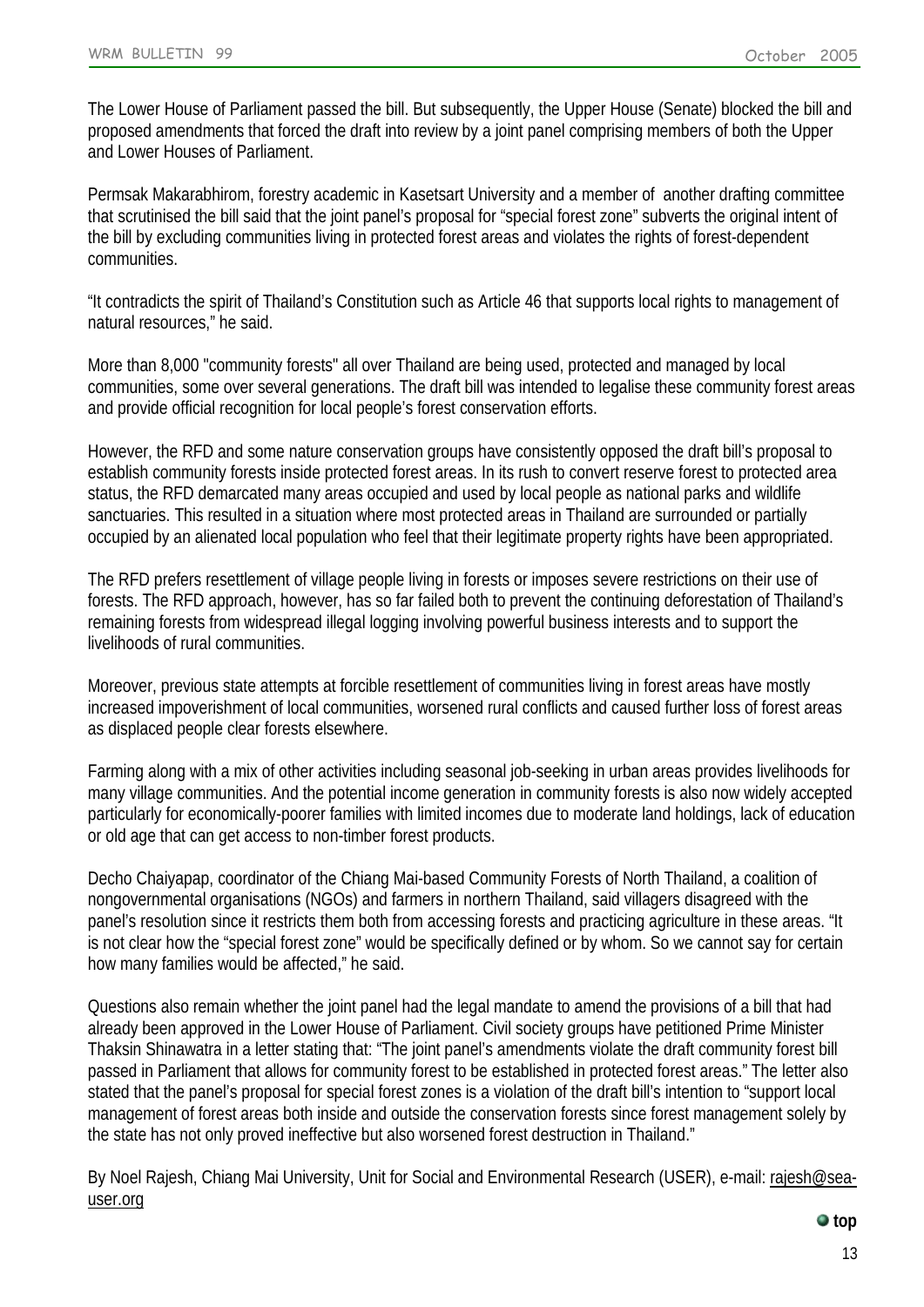The Lower House of Parliament passed the bill. But subsequently, the Upper House (Senate) blocked the bill and proposed amendments that forced the draft into review by a joint panel comprising members of both the Upper and Lower Houses of Parliament.

Permsak Makarabhirom, forestry academic in Kasetsart University and a member of another drafting committee that scrutinised the bill said that the joint panel's proposal for "special forest zone" subverts the original intent of the bill by excluding communities living in protected forest areas and violates the rights of forest-dependent communities.

"It contradicts the spirit of Thailand's Constitution such as Article 46 that supports local rights to management of natural resources," he said.

More than 8,000 "community forests" all over Thailand are being used, protected and managed by local communities, some over several generations. The draft bill was intended to legalise these community forest areas and provide official recognition for local people's forest conservation efforts.

However, the RFD and some nature conservation groups have consistently opposed the draft bill's proposal to establish community forests inside protected forest areas. In its rush to convert reserve forest to protected area status, the RFD demarcated many areas occupied and used by local people as national parks and wildlife sanctuaries. This resulted in a situation where most protected areas in Thailand are surrounded or partially occupied by an alienated local population who feel that their legitimate property rights have been appropriated.

The RFD prefers resettlement of village people living in forests or imposes severe restrictions on their use of forests. The RFD approach, however, has so far failed both to prevent the continuing deforestation of Thailand's remaining forests from widespread illegal logging involving powerful business interests and to support the livelihoods of rural communities.

Moreover, previous state attempts at forcible resettlement of communities living in forest areas have mostly increased impoverishment of local communities, worsened rural conflicts and caused further loss of forest areas as displaced people clear forests elsewhere.

Farming along with a mix of other activities including seasonal job-seeking in urban areas provides livelihoods for many village communities. And the potential income generation in community forests is also now widely accepted particularly for economically-poorer families with limited incomes due to moderate land holdings, lack of education or old age that can get access to non-timber forest products.

Decho Chaiyapap, coordinator of the Chiang Mai-based Community Forests of North Thailand, a coalition of nongovernmental organisations (NGOs) and farmers in northern Thailand, said villagers disagreed with the panel's resolution since it restricts them both from accessing forests and practicing agriculture in these areas. "It is not clear how the "special forest zone" would be specifically defined or by whom. So we cannot say for certain how many families would be affected," he said.

Questions also remain whether the joint panel had the legal mandate to amend the provisions of a bill that had already been approved in the Lower House of Parliament. Civil society groups have petitioned Prime Minister Thaksin Shinawatra in a letter stating that: "The joint panel's amendments violate the draft community forest bill passed in Parliament that allows for community forest to be established in protected forest areas." The letter also stated that the panel's proposal for special forest zones is a violation of the draft bill's intention to "support local management of forest areas both inside and outside the conservation forests since forest management solely by the state has not only proved ineffective but also worsened forest destruction in Thailand."

By Noel Rajesh, Chiang Mai University, Unit for Social and Environmental Research (USER), e-mail: rajesh@sea-user.org

top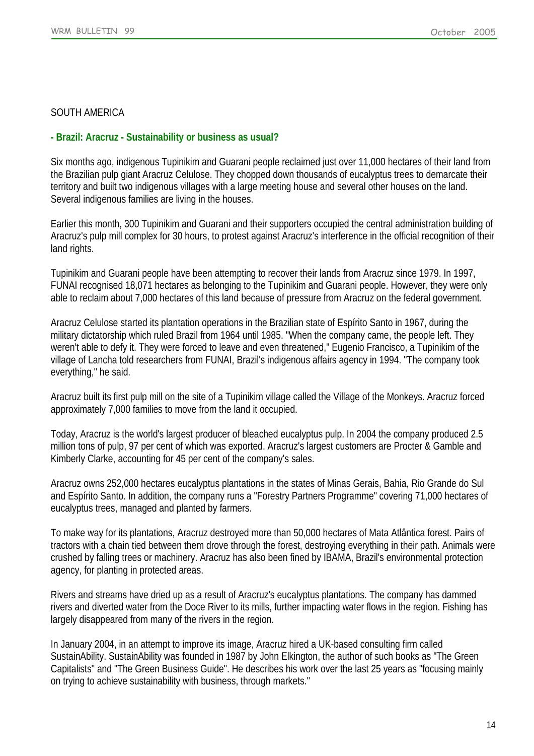SOUTH AMERICA

**- Brazil: Aracruz - Sustainability or business as usual?**

Six months ago, indigenous Tupinikim and Guarani people reclaimed just over 11,000 hectares of their land from the Brazilian pulp giant Aracruz Celulose. They chopped down thousands of eucalyptus trees to demarcate their territory and built two indigenous villages with a large meeting house and several other houses on the land. Several indigenous families are living in the houses.

Earlier this month, 300 Tupinikim and Guarani and their supporters occupied the central administration building of Aracruz's pulp mill complex for 30 hours, to protest against Aracruz's interference in the official recognition of their land rights.

Tupinikim and Guarani people have been attempting to recover their lands from Aracruz since 1979. In 1997, FUNAI recognised 18,071 hectares as belonging to the Tupinikim and Guarani people. However, they were only able to reclaim about 7,000 hectares of this land because of pressure from Aracruz on the federal government.

Aracruz Celulose started its plantation operations in the Brazilian state of Espírito Santo in 1967, during the military dictatorship which ruled Brazil from 1964 until 1985. "When the company came, the people left. They weren't able to defy it. They were forced to leave and even threatened," Eugenio Francisco, a Tupinikim of the village of Lancha told researchers from FUNAI, Brazil's indigenous affairs agency in 1994. "The company took everything," he said.

Aracruz built its first pulp mill on the site of a Tupinikim village called the Village of the Monkeys. Aracruz forced approximately 7,000 families to move from the land it occupied.

Today, Aracruz is the world's largest producer of bleached eucalyptus pulp. In 2004 the company produced 2.5 million tons of pulp, 97 per cent of which was exported. Aracruz's largest customers are Procter & Gamble and Kimberly Clarke, accounting for 45 per cent of the company's sales.

Aracruz owns 252,000 hectares eucalyptus plantations in the states of Minas Gerais, Bahia, Rio Grande do Sul and Espírito Santo. In addition, the company runs a "Forestry Partners Programme" covering 71,000 hectares of eucalyptus trees, managed and planted by farmers.

To make way for its plantations, Aracruz destroyed more than 50,000 hectares of Mata Atlântica forest. Pairs of tractors with a chain tied between them drove through the forest, destroying everything in their path. Animals were crushed by falling trees or machinery. Aracruz has also been fined by IBAMA, Brazil's environmental protection agency, for planting in protected areas.

Rivers and streams have dried up as a result of Aracruz's eucalyptus plantations. The company has dammed rivers and diverted water from the Doce River to its mills, further impacting water flows in the region. Fishing has largely disappeared from many of the rivers in the region.

In January 2004, in an attempt to improve its image, Aracruz hired a UK-based consulting firm called SustainAbility. SustainAbility was founded in 1987 by John Elkington, the author of such books as "The Green Capitalists" and "The Green Business Guide". He describes his work over the last 25 years as "focusing mainly on trying to achieve sustainability with business, through markets."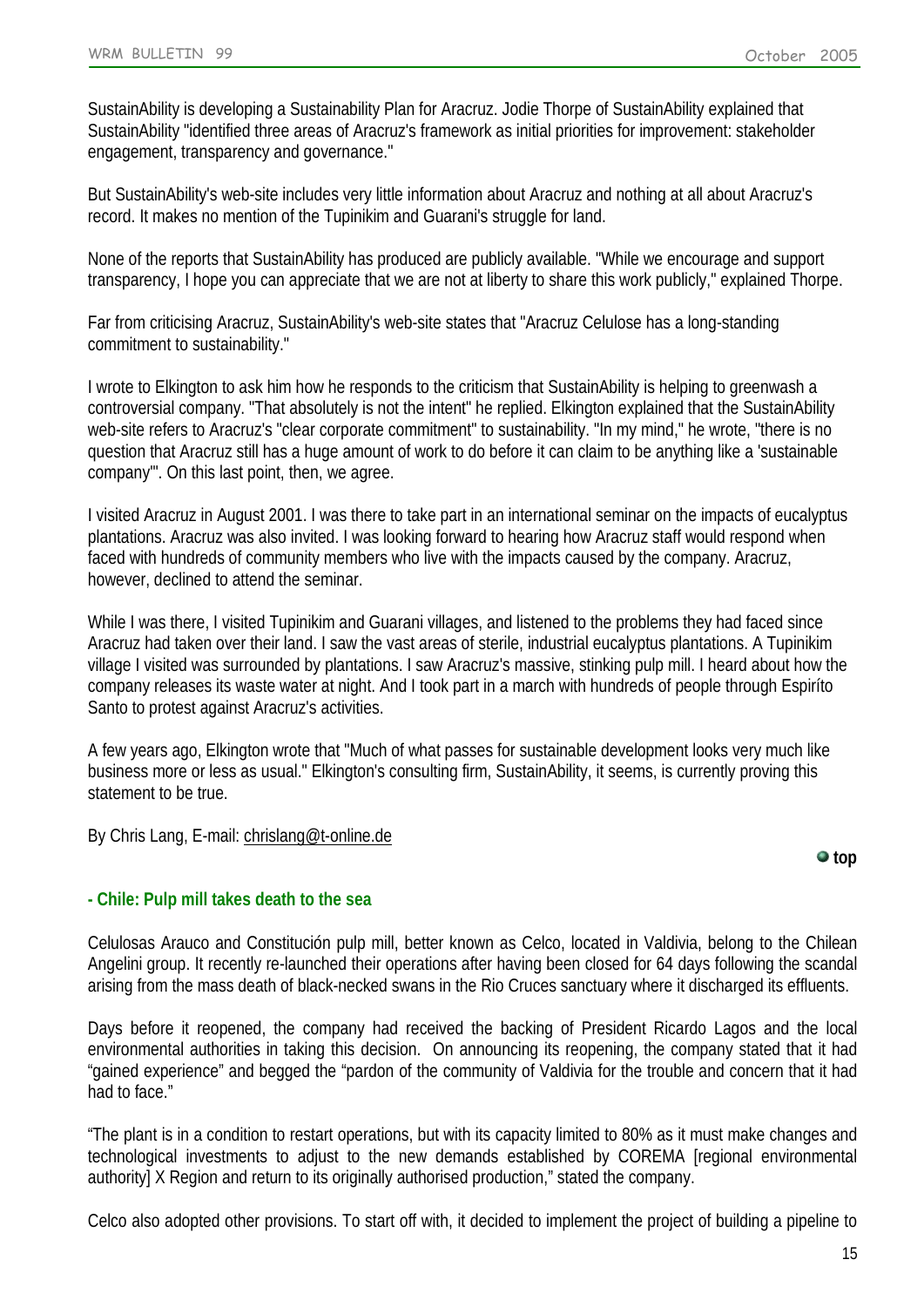SustainAbility is developing a Sustainability Plan for Aracruz. Jodie Thorpe of SustainAbility explained that SustainAbility "identified three areas of Aracruz's framework as initial priorities for improvement: stakeholder engagement, transparency and governance."

But SustainAbility's web-site includes very little information about Aracruz and nothing at all about Aracruz's record. It makes no mention of the Tupinikim and Guarani's struggle for land.

None of the reports that SustainAbility has produced are publicly available. "While we encourage and support transparency, I hope you can appreciate that we are not at liberty to share this work publicly," explained Thorpe.

Far from criticising Aracruz, SustainAbility's web-site states that "Aracruz Celulose has a long-standing commitment to sustainability."

I wrote to Elkington to ask him how he responds to the criticism that SustainAbility is helping to greenwash a controversial company. "That absolutely is not the intent" he replied. Elkington explained that the SustainAbility web-site refers to Aracruz's "clear corporate commitment" to sustainability. "In my mind," he wrote, "there is no question that Aracruz still has a huge amount of work to do before it can claim to be anything like a 'sustainable company'". On this last point, then, we agree.

I visited Aracruz in August 2001. I was there to take part in an international seminar on the impacts of eucalyptus plantations. Aracruz was also invited. I was looking forward to hearing how Aracruz staff would respond when faced with hundreds of community members who live with the impacts caused by the company. Aracruz, however, declined to attend the seminar.

While I was there, I visited Tupinikim and Guarani villages, and listened to the problems they had faced since Aracruz had taken over their land. I saw the vast areas of sterile, industrial eucalyptus plantations. A Tupinikim village I visited was surrounded by plantations. I saw Aracruz's massive, stinking pulp mill. I heard about how the company releases its waste water at night. And I took part in a march with hundreds of people through Espiríto Santo to protest against Aracruz's activities.

A few years ago, Elkington wrote that "Much of what passes for sustainable development looks very much like business more or less as usual." Elkington's consulting firm, SustainAbility, it seems, is currently proving this statement to be true.

By Chris Lang, E-mail: chrislang@t-online.de

top

## - Chile: Pulp mill takes death to the sea

Celulosas Arauco and Constitución pulp mill, better known as Celco, located in Valdivia, belong to the Chilean Angelini group. It recently re-launched their operations after having been closed for 64 days following the scandal arising from the mass death of black-necked swans in the Rio Cruces sanctuary where it discharged its effluents.

Days before it reopened, the company had received the backing of President Ricardo Lagos and the local environmental authorities in taking this decision. On announcing its reopening, the company stated that it had "gained experience" and begged the "pardon of the community of Valdivia for the trouble and concern that it had had to face."

"The plant is in a condition to restart operations, but with its capacity limited to 80% as it must make changes and technological investments to adjust to the new demands established by COREMA [regional environmental authority] X Region and return to its originally authorised production," stated the company.

Celco also adopted other provisions. To start off with, it decided to implement the project of building a pipeline to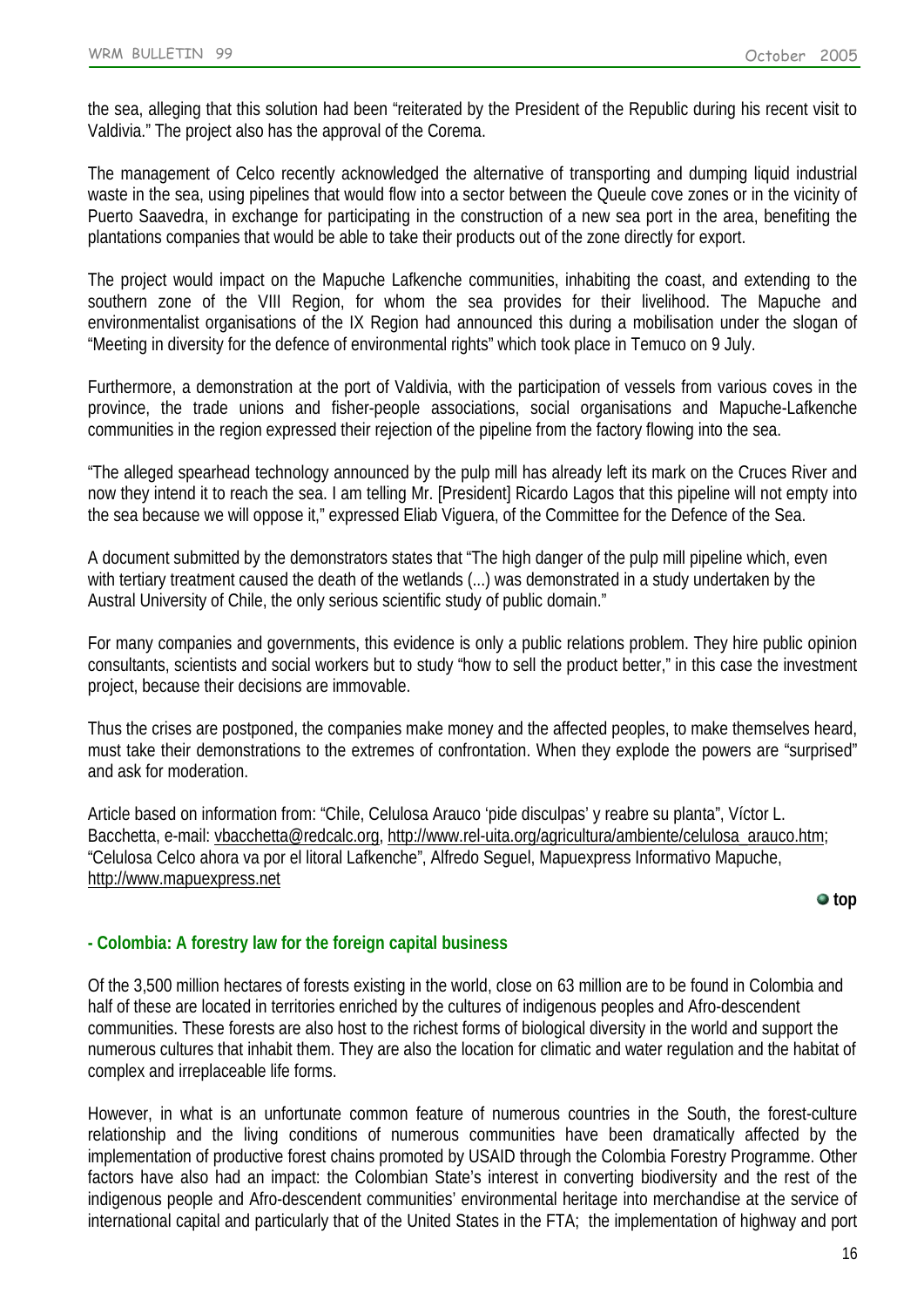the sea, alleging that this solution had been "reiterated by the President of the Republic during his recent visit to Valdivia." The project also has the approval of the Corema.

The management of Celco recently acknowledged the alternative of transporting and dumping liquid industrial waste in the sea, using pipelines that would flow into a sector between the Queule cove zones or in the vicinity of Puerto Saavedra, in exchange for participating in the construction of a new sea port in the area, benefiting the plantations companies that would be able to take their products out of the zone directly for export.

The project would impact on the Mapuche Lafkenche communities, inhabiting the coast, and extending to the southern zone of the VIII Region, for whom the sea provides for their livelihood. The Mapuche and environmentalist organisations of the IX Region had announced this during a mobilisation under the slogan of "Meeting in diversity for the defence of environmental rights" which took place in Temuco on 9 July.

Furthermore, a demonstration at the port of Valdivia, with the participation of vessels from various coves in the province, the trade unions and fisher-people associations, social organisations and Mapuche-Lafkenche communities in the region expressed their rejection of the pipeline from the factory flowing into the sea.

"The alleged spearhead technology announced by the pulp mill has already left its mark on the Cruces River and now they intend it to reach the sea. I am telling Mr. [President] Ricardo Lagos that this pipeline will not empty into the sea because we will oppose it," expressed Eliab Viguera, of the Committee for the Defence of the Sea.

A document submitted by the demonstrators states that "The high danger of the pulp mill pipeline which, even with tertiary treatment caused the death of the wetlands (...) was demonstrated in a study undertaken by the Austral University of Chile, the only serious scientific study of public domain."

For many companies and governments, this evidence is only a public relations problem. They hire public opinion consultants, scientists and social workers but to study "how to sell the product better," in this case the investment project, because their decisions are immovable.

Thus the crises are postponed, the companies make money and the affected peoples, to make themselves heard, must take their demonstrations to the extremes of confrontation. When they explode the powers are "surprised" and ask for moderation.

Article based on information from: "Chile, Celulosa Arauco 'pide disculpas' y reabre su planta", Víctor L. Bacchetta, e-mail: vbacchetta@redcalc.org, http://www.rel-uita.org/agricultura/ambiente/celulosa_arauco.htm; "Celulosa Celco ahora va por el litoral Lafkenche", Alfredo Seguel, Mapuexpress Informativo Mapuche, http://www.mapuexpress.net

top

### - Colombia: A forestry law for the foreign capital business

Of the 3,500 million hectares of forests existing in the world, close on 63 million are to be found in Colombia and half of these are located in territories enriched by the cultures of indigenous peoples and Afro-descendent communities. These forests are also host to the richest forms of biological diversity in the world and support the numerous cultures that inhabit them. They are also the location for climatic and water regulation and the habitat of complex and irreplaceable life forms.

However, in what is an unfortunate common feature of numerous countries in the South, the forest-culture relationship and the living conditions of numerous communities have been dramatically affected by the implementation of productive forest chains promoted by USAID through the Colombia Forestry Programme. Other factors have also had an impact: the Colombian State's interest in converting biodiversity and the rest of the indigenous people and Afro-descendent communities' environmental heritage into merchandise at the service of international capital and particularly that of the United States in the FTA; the implementation of highway and port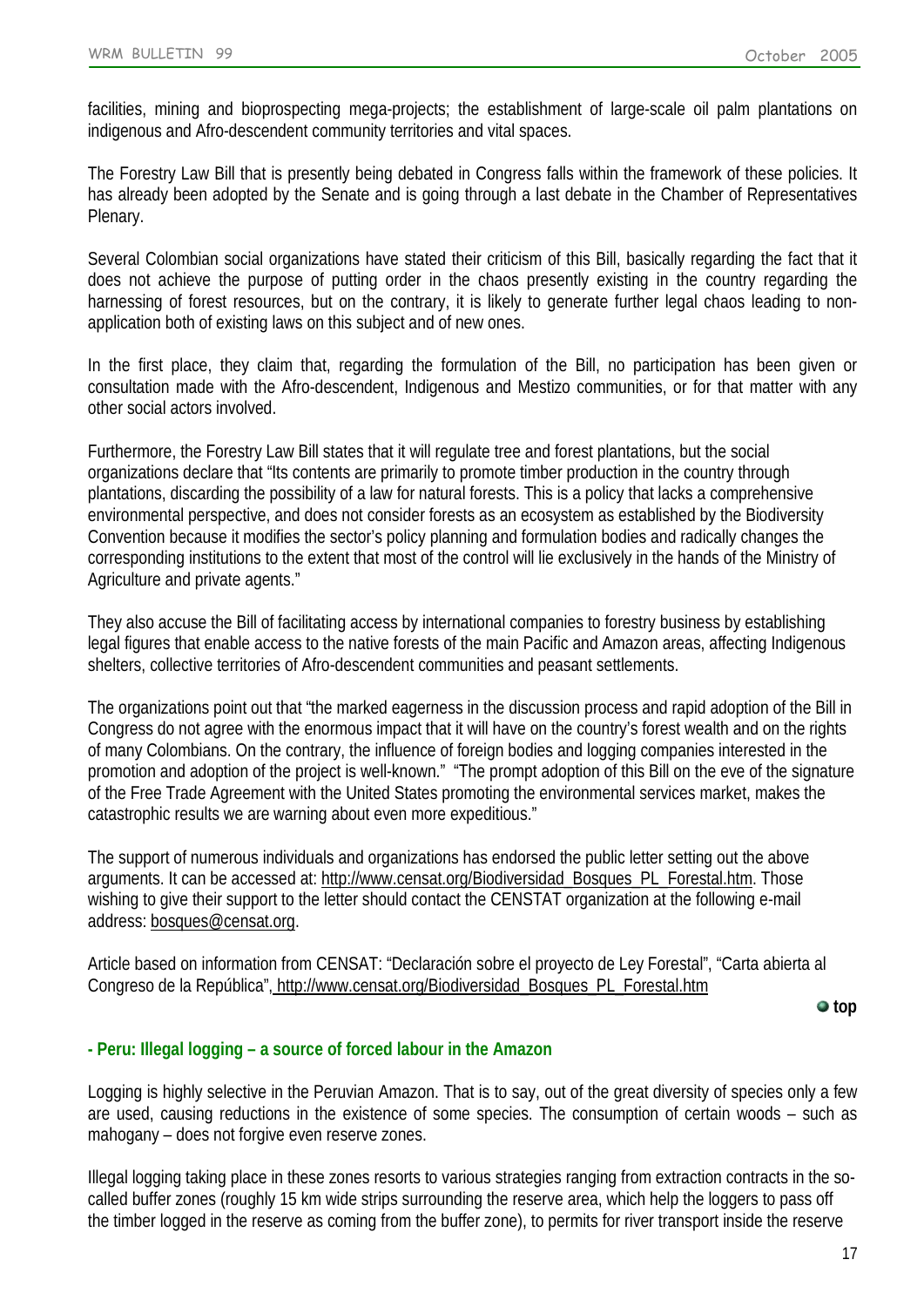facilities, mining and bioprospecting mega-projects; the establishment of large-scale oil palm plantations on indigenous and Afro-descendent community territories and vital spaces.

The Forestry Law Bill that is presently being debated in Congress falls within the framework of these policies. It has already been adopted by the Senate and is going through a last debate in the Chamber of Representatives Plenary.

Several Colombian social organizations have stated their criticism of this Bill, basically regarding the fact that it does not achieve the purpose of putting order in the chaos presently existing in the country regarding the harnessing of forest resources, but on the contrary, it is likely to generate further legal chaos leading to non-application both of existing laws on this subject and of new ones.

In the first place, they claim that, regarding the formulation of the Bill, no participation has been given or consultation made with the Afro-descendent, Indigenous and Mestizo communities, or for that matter with any other social actors involved.

Furthermore, the Forestry Law Bill states that it will regulate tree and forest plantations, but the social organizations declare that "Its contents are primarily to promote timber production in the country through plantations, discarding the possibility of a law for natural forests. This is a policy that lacks a comprehensive environmental perspective, and does not consider forests as an ecosystem as established by the Biodiversity Convention because it modifies the sector's policy planning and formulation bodies and radically changes the corresponding institutions to the extent that most of the control will lie exclusively in the hands of the Ministry of Agriculture and private agents."

They also accuse the Bill of facilitating access by international companies to forestry business by establishing legal figures that enable access to the native forests of the main Pacific and Amazon areas, affecting Indigenous shelters, collective territories of Afro-descendent communities and peasant settlements.

The organizations point out that "the marked eagerness in the discussion process and rapid adoption of the Bill in Congress do not agree with the enormous impact that it will have on the country's forest wealth and on the rights of many Colombians. On the contrary, the influence of foreign bodies and logging companies interested in the promotion and adoption of the project is well-known." "The prompt adoption of this Bill on the eve of the signature of the Free Trade Agreement with the United States promoting the environmental services market, makes the catastrophic results we are warning about even more expeditious."

The support of numerous individuals and organizations has endorsed the public letter setting out the above arguments. It can be accessed at: http://www.censat.org/Biodiversidad_Bosques_PL_Forestal.htm. Those wishing to give their support to the letter should contact the CENSTAT organization at the following e-mail address: bosques@censat.org.

Article based on information from CENSAT: "Declaración sobre el proyecto de Ley Forestal", "Carta abierta al Congreso de la República", http://www.censat.org/Biodiversidad_Bosques_PL_Forestal.htm

top

## - Peru: Illegal logging – a source of forced labour in the Amazon

Logging is highly selective in the Peruvian Amazon. That is to say, out of the great diversity of species only a few are used, causing reductions in the existence of some species. The consumption of certain woods – such as mahogany – does not forgive even reserve zones.

Illegal logging taking place in these zones resorts to various strategies ranging from extraction contracts in the so-called buffer zones (roughly 15 km wide strips surrounding the reserve area, which help the loggers to pass off the timber logged in the reserve as coming from the buffer zone), to permits for river transport inside the reserve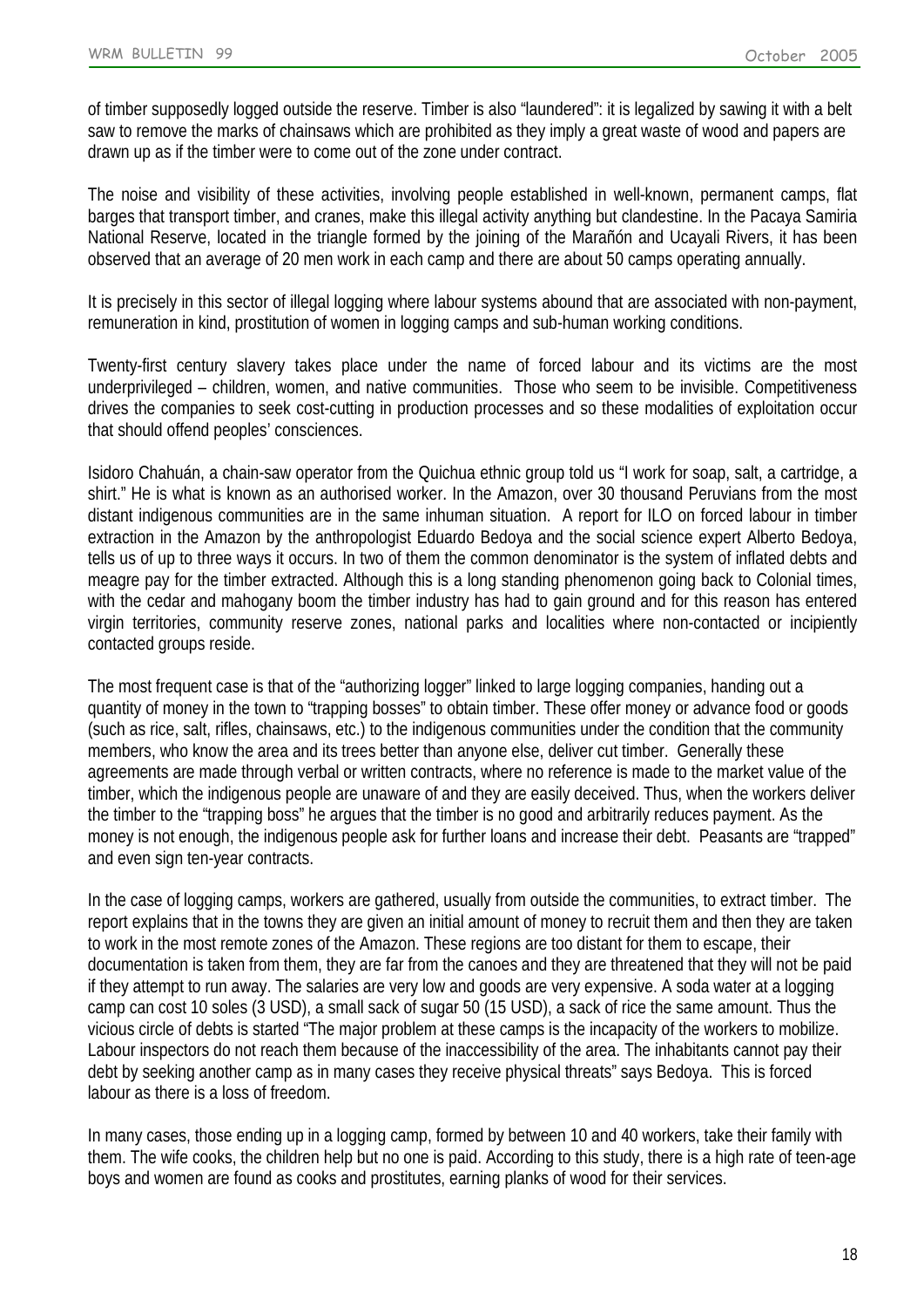of timber supposedly logged outside the reserve. Timber is also "laundered": it is legalized by sawing it with a belt saw to remove the marks of chainsaws which are prohibited as they imply a great waste of wood and papers are drawn up as if the timber were to come out of the zone under contract.

The noise and visibility of these activities, involving people established in well-known, permanent camps, flat barges that transport timber, and cranes, make this illegal activity anything but clandestine. In the Pacaya Samiria National Reserve, located in the triangle formed by the joining of the Marañón and Ucayali Rivers, it has been observed that an average of 20 men work in each camp and there are about 50 camps operating annually.

It is precisely in this sector of illegal logging where labour systems abound that are associated with non-payment, remuneration in kind, prostitution of women in logging camps and sub-human working conditions.

Twenty-first century slavery takes place under the name of forced labour and its victims are the most underprivileged – children, women, and native communities. Those who seem to be invisible. Competitiveness drives the companies to seek cost-cutting in production processes and so these modalities of exploitation occur that should offend peoples' consciences.

Isidoro Chahuán, a chain-saw operator from the Quichua ethnic group told us "I work for soap, salt, a cartridge, a shirt." He is what is known as an authorised worker. In the Amazon, over 30 thousand Peruvians from the most distant indigenous communities are in the same inhuman situation. A report for ILO on forced labour in timber extraction in the Amazon by the anthropologist Eduardo Bedoya and the social science expert Alberto Bedoya, tells us of up to three ways it occurs. In two of them the common denominator is the system of inflated debts and meagre pay for the timber extracted. Although this is a long standing phenomenon going back to Colonial times, with the cedar and mahogany boom the timber industry has had to gain ground and for this reason has entered virgin territories, community reserve zones, national parks and localities where non-contacted or incipiently contacted groups reside.

The most frequent case is that of the "authorizing logger" linked to large logging companies, handing out a quantity of money in the town to "trapping bosses" to obtain timber. These offer money or advance food or goods (such as rice, salt, rifles, chainsaws, etc.) to the indigenous communities under the condition that the community members, who know the area and its trees better than anyone else, deliver cut timber. Generally these agreements are made through verbal or written contracts, where no reference is made to the market value of the timber, which the indigenous people are unaware of and they are easily deceived. Thus, when the workers deliver the timber to the "trapping boss" he argues that the timber is no good and arbitrarily reduces payment. As the money is not enough, the indigenous people ask for further loans and increase their debt. Peasants are "trapped" and even sign ten-year contracts.

In the case of logging camps, workers are gathered, usually from outside the communities, to extract timber. The report explains that in the towns they are given an initial amount of money to recruit them and then they are taken to work in the most remote zones of the Amazon. These regions are too distant for them to escape, their documentation is taken from them, they are far from the canoes and they are threatened that they will not be paid if they attempt to run away. The salaries are very low and goods are very expensive. A soda water at a logging camp can cost 10 soles (3 USD), a small sack of sugar 50 (15 USD), a sack of rice the same amount. Thus the vicious circle of debts is started "The major problem at these camps is the incapacity of the workers to mobilize. Labour inspectors do not reach them because of the inaccessibility of the area. The inhabitants cannot pay their debt by seeking another camp as in many cases they receive physical threats" says Bedoya. This is forced labour as there is a loss of freedom.

In many cases, those ending up in a logging camp, formed by between 10 and 40 workers, take their family with them. The wife cooks, the children help but no one is paid. According to this study, there is a high rate of teen-age boys and women are found as cooks and prostitutes, earning planks of wood for their services.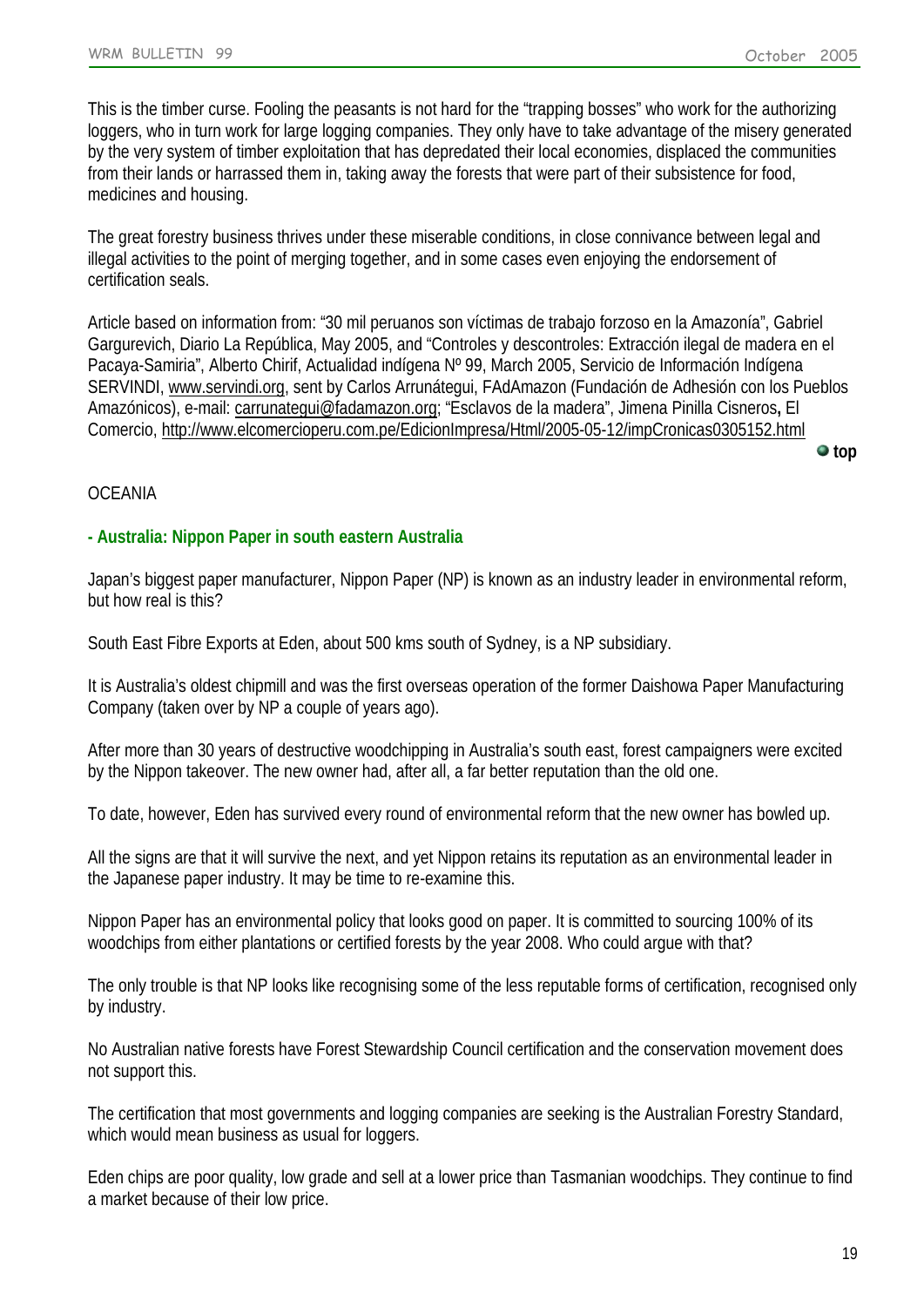This is the timber curse. Fooling the peasants is not hard for the "trapping bosses" who work for the authorizing loggers, who in turn work for large logging companies. They only have to take advantage of the misery generated by the very system of timber exploitation that has depredated their local economies, displaced the communities from their lands or harrassed them in, taking away the forests that were part of their subsistence for food, medicines and housing.

The great forestry business thrives under these miserable conditions, in close connivance between legal and illegal activities to the point of merging together, and in some cases even enjoying the endorsement of certification seals.

Article based on information from: "30 mil peruanos son víctimas de trabajo forzoso en la Amazonía", Gabriel Gargurevich, Diario La República, May 2005, and "Controles y descontroles: Extracción ilegal de madera en el Pacaya-Samiria", Alberto Chirif, Actualidad indígena Nº 99, March 2005, Servicio de Información Indígena SERVINDI, www.servindi.org, sent by Carlos Arrunátegui, FAdAmazon (Fundación de Adhesión con los Pueblos Amazónicos), e-mail: carrunategui@fadamazon.org; "Esclavos de la madera", Jimena Pinilla Cisneros**,** El Comercio, http://www.elcomercioperu.com.pe/EdicionImpresa/Html/2005-05-12/impCronicas0305152.html

**top**

OCEANIA

**- Australia: Nippon Paper in south eastern Australia**

Japan's biggest paper manufacturer, Nippon Paper (NP) is known as an industry leader in environmental reform, but how real is this?

South East Fibre Exports at Eden, about 500 kms south of Sydney, is a NP subsidiary.

It is Australia's oldest chipmill and was the first overseas operation of the former Daishowa Paper Manufacturing Company (taken over by NP a couple of years ago).

After more than 30 years of destructive woodchipping in Australia's south east, forest campaigners were excited by the Nippon takeover. The new owner had, after all, a far better reputation than the old one.

To date, however, Eden has survived every round of environmental reform that the new owner has bowled up.

All the signs are that it will survive the next, and yet Nippon retains its reputation as an environmental leader in the Japanese paper industry. It may be time to re-examine this.

Nippon Paper has an environmental policy that looks good on paper. It is committed to sourcing 100% of its woodchips from either plantations or certified forests by the year 2008. Who could argue with that?

The only trouble is that NP looks like recognising some of the less reputable forms of certification, recognised only by industry.

No Australian native forests have Forest Stewardship Council certification and the conservation movement does not support this.

The certification that most governments and logging companies are seeking is the Australian Forestry Standard, which would mean business as usual for loggers.

Eden chips are poor quality, low grade and sell at a lower price than Tasmanian woodchips. They continue to find a market because of their low price.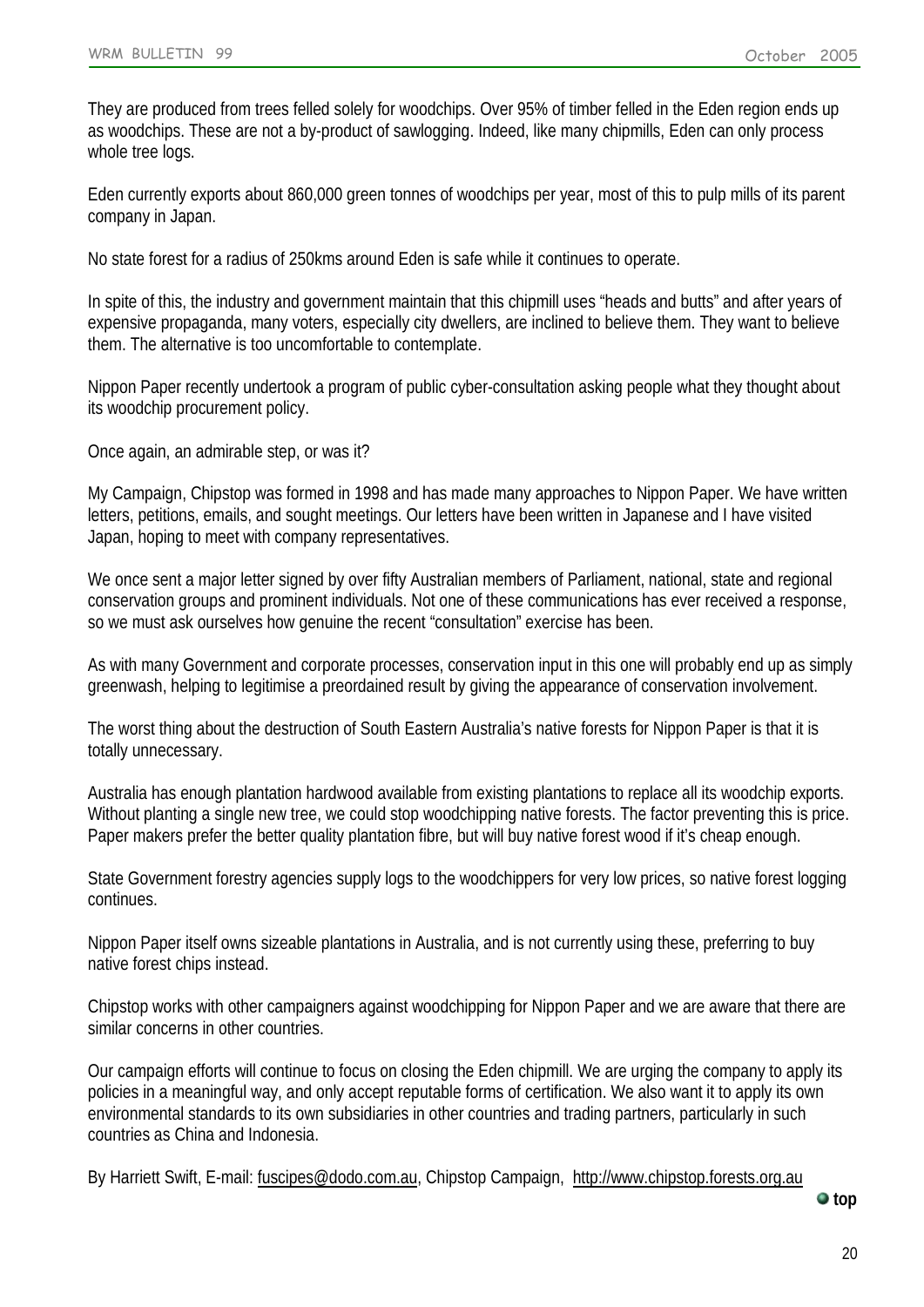They are produced from trees felled solely for woodchips. Over 95% of timber felled in the Eden region ends up as woodchips. These are not a by-product of sawlogging. Indeed, like many chipmills, Eden can only process whole tree logs.

Eden currently exports about 860,000 green tonnes of woodchips per year, most of this to pulp mills of its parent company in Japan.

No state forest for a radius of 250kms around Eden is safe while it continues to operate.

In spite of this, the industry and government maintain that this chipmill uses "heads and butts" and after years of expensive propaganda, many voters, especially city dwellers, are inclined to believe them. They want to believe them. The alternative is too uncomfortable to contemplate.

Nippon Paper recently undertook a program of public cyber-consultation asking people what they thought about its woodchip procurement policy.

Once again, an admirable step, or was it?

My Campaign, Chipstop was formed in 1998 and has made many approaches to Nippon Paper. We have written letters, petitions, emails, and sought meetings. Our letters have been written in Japanese and I have visited Japan, hoping to meet with company representatives.

We once sent a major letter signed by over fifty Australian members of Parliament, national, state and regional conservation groups and prominent individuals. Not one of these communications has ever received a response, so we must ask ourselves how genuine the recent "consultation" exercise has been.

As with many Government and corporate processes, conservation input in this one will probably end up as simply greenwash, helping to legitimise a preordained result by giving the appearance of conservation involvement.

The worst thing about the destruction of South Eastern Australia's native forests for Nippon Paper is that it is totally unnecessary.

Australia has enough plantation hardwood available from existing plantations to replace all its woodchip exports. Without planting a single new tree, we could stop woodchipping native forests. The factor preventing this is price. Paper makers prefer the better quality plantation fibre, but will buy native forest wood if it's cheap enough.

State Government forestry agencies supply logs to the woodchippers for very low prices, so native forest logging continues.

Nippon Paper itself owns sizeable plantations in Australia, and is not currently using these, preferring to buy native forest chips instead.

Chipstop works with other campaigners against woodchipping for Nippon Paper and we are aware that there are similar concerns in other countries.

Our campaign efforts will continue to focus on closing the Eden chipmill. We are urging the company to apply its policies in a meaningful way, and only accept reputable forms of certification. We also want it to apply its own environmental standards to its own subsidiaries in other countries and trading partners, particularly in such countries as China and Indonesia.

By Harriett Swift, E-mail: fuscipes@dodo.com.au, Chipstop Campaign, http://www.chipstop.forests.org.au

top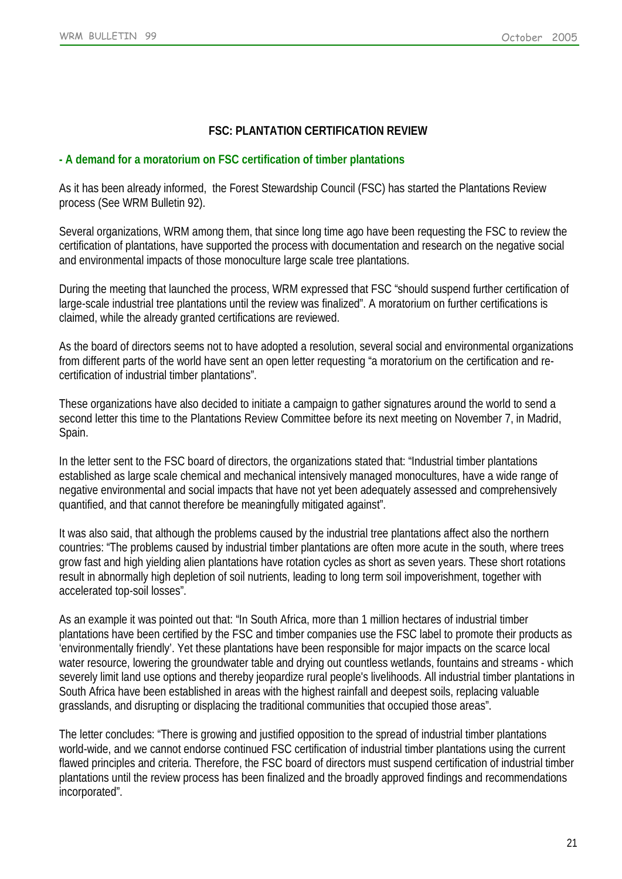## FSC: PLANTATION CERTIFICATION REVIEW

### - A demand for a moratorium on FSC certification of timber plantations

As it has been already informed, the Forest Stewardship Council (FSC) has started the Plantations Review process (See WRM Bulletin 92).

Several organizations, WRM among them, that since long time ago have been requesting the FSC to review the certification of plantations, have supported the process with documentation and research on the negative social and environmental impacts of those monoculture large scale tree plantations.

During the meeting that launched the process, WRM expressed that FSC "should suspend further certification of large-scale industrial tree plantations until the review was finalized". A moratorium on further certifications is claimed, while the already granted certifications are reviewed.

As the board of directors seems not to have adopted a resolution, several social and environmental organizations from different parts of the world have sent an open letter requesting "a moratorium on the certification and re-certification of industrial timber plantations".

These organizations have also decided to initiate a campaign to gather signatures around the world to send a second letter this time to the Plantations Review Committee before its next meeting on November 7, in Madrid, Spain.

In the letter sent to the FSC board of directors, the organizations stated that: "Industrial timber plantations established as large scale chemical and mechanical intensively managed monocultures, have a wide range of negative environmental and social impacts that have not yet been adequately assessed and comprehensively quantified, and that cannot therefore be meaningfully mitigated against".

It was also said, that although the problems caused by the industrial tree plantations affect also the northern countries: "The problems caused by industrial timber plantations are often more acute in the south, where trees grow fast and high yielding alien plantations have rotation cycles as short as seven years. These short rotations result in abnormally high depletion of soil nutrients, leading to long term soil impoverishment, together with accelerated top-soil losses".

As an example it was pointed out that: "In South Africa, more than 1 million hectares of industrial timber plantations have been certified by the FSC and timber companies use the FSC label to promote their products as 'environmentally friendly'. Yet these plantations have been responsible for major impacts on the scarce local water resource, lowering the groundwater table and drying out countless wetlands, fountains and streams - which severely limit land use options and thereby jeopardize rural people's livelihoods. All industrial timber plantations in South Africa have been established in areas with the highest rainfall and deepest soils, replacing valuable grasslands, and disrupting or displacing the traditional communities that occupied those areas".

The letter concludes: "There is growing and justified opposition to the spread of industrial timber plantations world-wide, and we cannot endorse continued FSC certification of industrial timber plantations using the current flawed principles and criteria. Therefore, the FSC board of directors must suspend certification of industrial timber plantations until the review process has been finalized and the broadly approved findings and recommendations incorporated".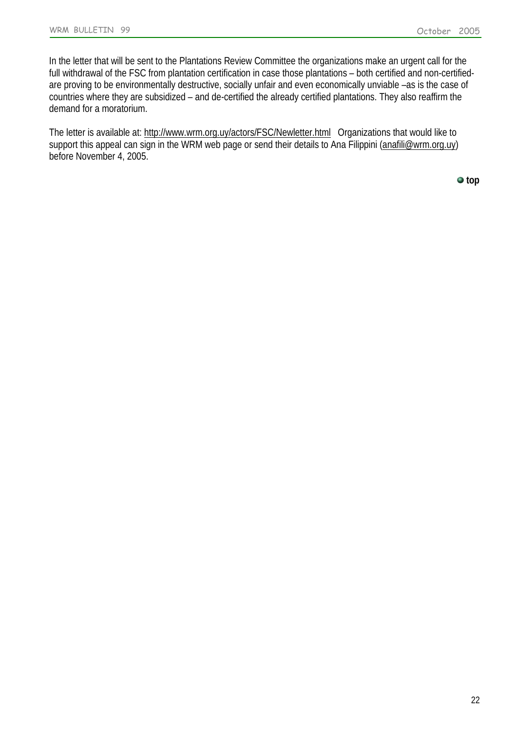In the letter that will be sent to the Plantations Review Committee the organizations make an urgent call for the full withdrawal of the FSC from plantation certification in case those plantations – both certified and non-certified- are proving to be environmentally destructive, socially unfair and even economically unviable –as is the case of countries where they are subsidized – and de-certified the already certified plantations. They also reaffirm the demand for a moratorium.

The letter is available at: http://www.wrm.org.uy/actors/FSC/Newletter.html Organizations that would like to support this appeal can sign in the WRM web page or send their details to Ana Filippini (anafili@wrm.org.uy) before November 4, 2005.

top